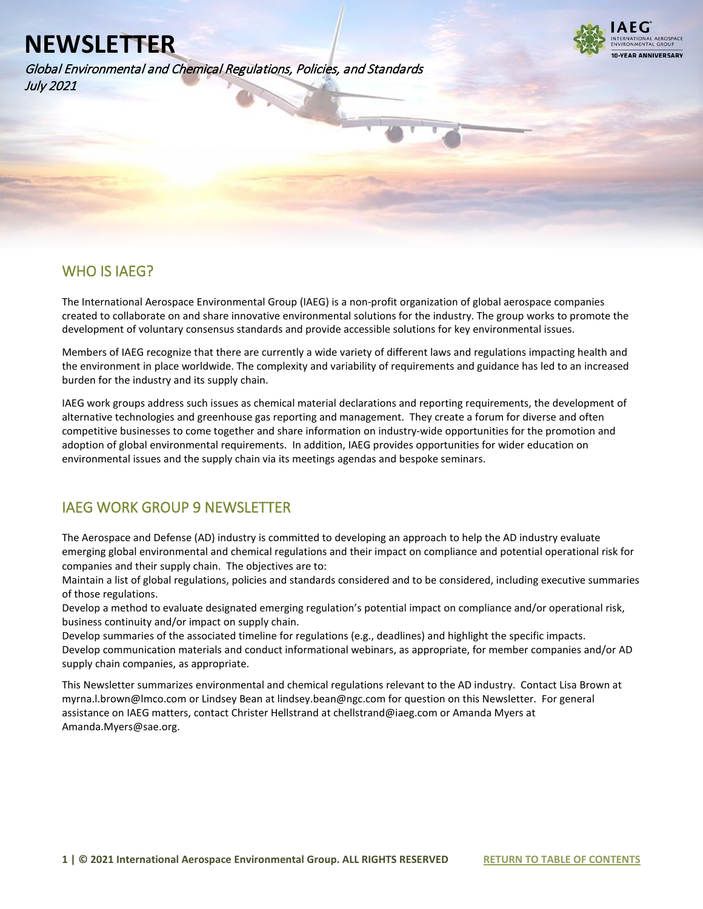# NEWSLETTER

*Global Environmental and Chemical Regulations, Policies, and Standards*
*July 2021*

## WHO IS IAEG?

The International Aerospace Environmental Group (IAEG) is a non-profit organization of global aerospace companies created to collaborate on and share innovative environmental solutions for the industry. The group works to promote the development of voluntary consensus standards and provide accessible solutions for key environmental issues.

Members of IAEG recognize that there are currently a wide variety of different laws and regulations impacting health and the environment in place worldwide. The complexity and variability of requirements and guidance has led to an increased burden for the industry and its supply chain.

IAEG work groups address such issues as chemical material declarations and reporting requirements, the development of alternative technologies and greenhouse gas reporting and management. They create a forum for diverse and often competitive businesses to come together and share information on industry-wide opportunities for the promotion and adoption of global environmental requirements. In addition, IAEG provides opportunities for wider education on environmental issues and the supply chain via its meetings agendas and bespoke seminars.

## IAEG WORK GROUP 9 NEWSLETTER

The Aerospace and Defense (AD) industry is committed to developing an approach to help the AD industry evaluate emerging global environmental and chemical regulations and their impact on compliance and potential operational risk for companies and their supply chain. The objectives are to:

Maintain a list of global regulations, policies and standards considered and to be considered, including executive summaries of those regulations.

Develop a method to evaluate designated emerging regulation's potential impact on compliance and/or operational risk, business continuity and/or impact on supply chain.

Develop summaries of the associated timeline for regulations (e.g., deadlines) and highlight the specific impacts.

Develop communication materials and conduct informational webinars, as appropriate, for member companies and/or AD supply chain companies, as appropriate.

This Newsletter summarizes environmental and chemical regulations relevant to the AD industry. Contact Lisa Brown at myrna.l.brown@lmco.com or Lindsey Bean at lindsey.bean@ngc.com for question on this Newsletter. For general assistance on IAEG matters, contact Christer Hellstrand at chellstrand@iaeg.com or Amanda Myers at Amanda.Myers@sae.org.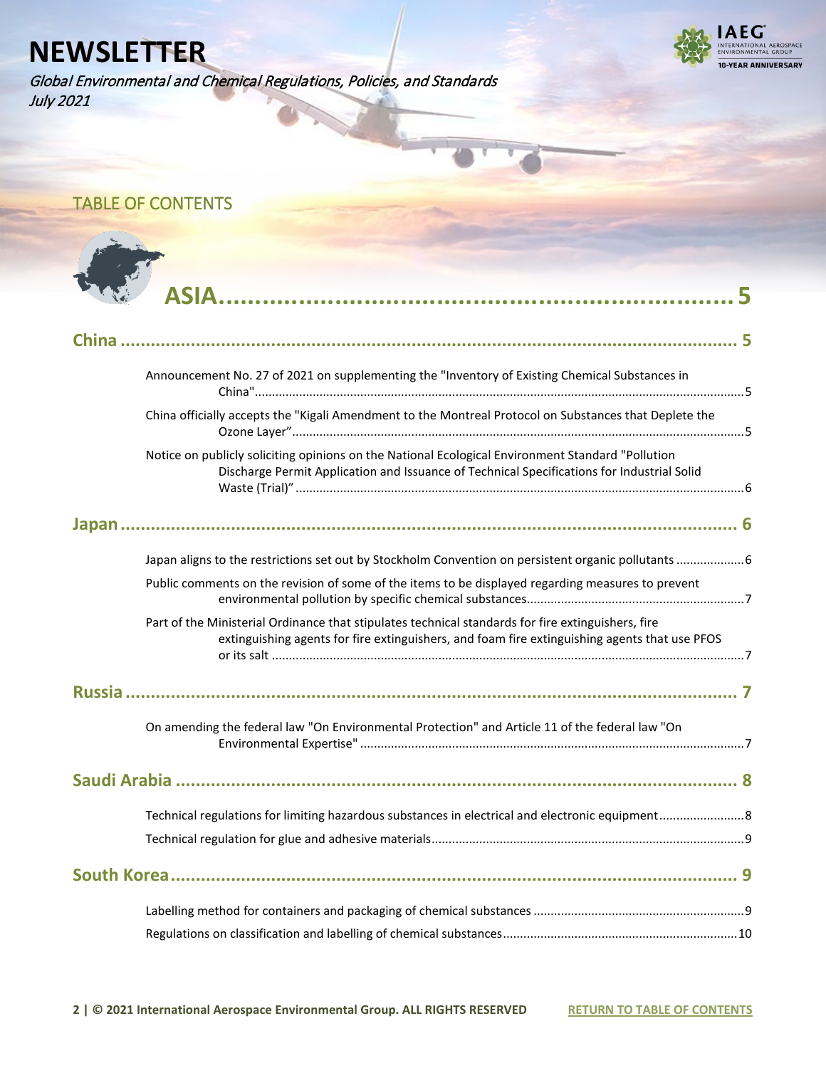# NEWSLETTER

*Global Environmental and Chemical Regulations, Policies, and Standards*
*July 2021*

## TABLE OF CONTENTS

## ASIA ........................................................ 5

### China ........................................................ 5

Announcement No. 27 of 2021 on supplementing the "Inventory of Existing Chemical Substances in China" ........................................................ 5

China officially accepts the "Kigali Amendment to the Montreal Protocol on Substances that Deplete the Ozone Layer" ........................................................ 5

Notice on publicly soliciting opinions on the National Ecological Environment Standard "Pollution Discharge Permit Application and Issuance of Technical Specifications for Industrial Solid Waste (Trial)" ........................................................ 6

### Japan ........................................................ 6

Japan aligns to the restrictions set out by Stockholm Convention on persistent organic pollutants ........................................................ 6

Public comments on the revision of some of the items to be displayed regarding measures to prevent environmental pollution by specific chemical substances ........................................................ 7

Part of the Ministerial Ordinance that stipulates technical standards for fire extinguishers, fire extinguishing agents for fire extinguishers, and foam fire extinguishing agents that use PFOS or its salt ........................................................ 7

### Russia ........................................................ 7

On amending the federal law "On Environmental Protection" and Article 11 of the federal law "On Environmental Expertise" ........................................................ 7

### Saudi Arabia ........................................................ 8

Technical regulations for limiting hazardous substances in electrical and electronic equipment ........................................................ 8

Technical regulation for glue and adhesive materials ........................................................ 9

### South Korea ........................................................ 9

Labelling method for containers and packaging of chemical substances ........................................................ 9

Regulations on classification and labelling of chemical substances ........................................................ 10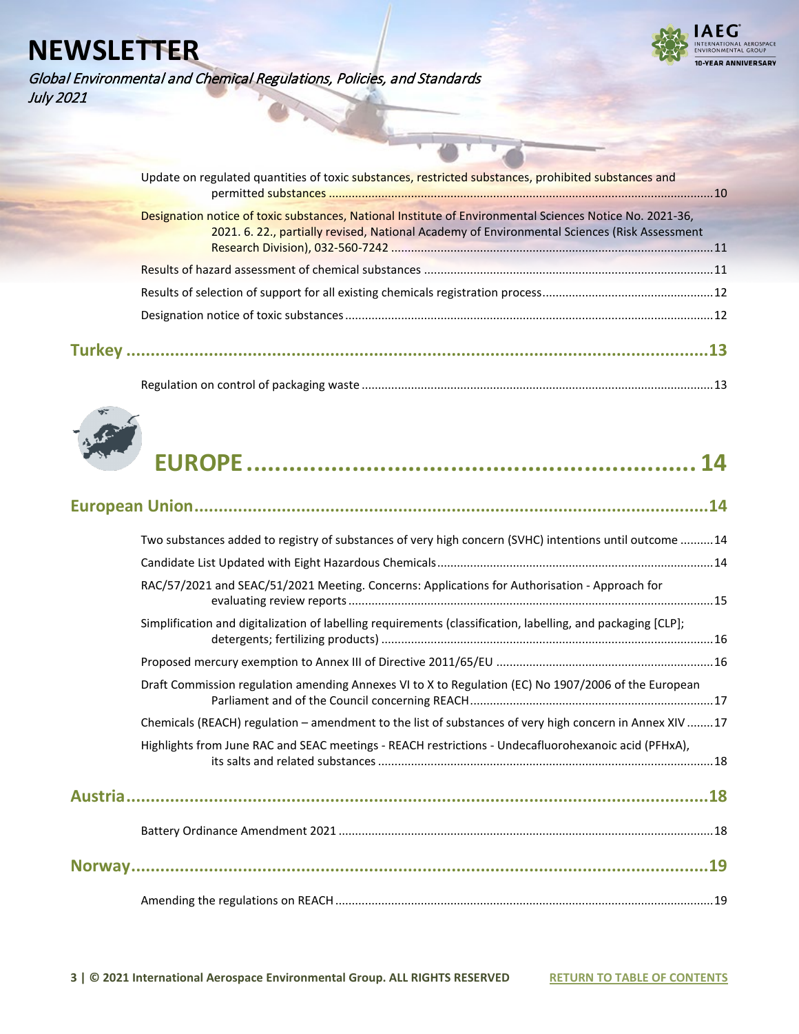Update on regulated quantities of toxic substances, restricted substances, prohibited substances and permitted substances ....................................................................................................................10

Designation notice of toxic substances, National Institute of Environmental Sciences Notice No. 2021-36, 2021. 6. 22., partially revised, National Academy of Environmental Sciences (Risk Assessment Research Division), 032-560-7242 ..................................................................................................11

Results of hazard assessment of chemical substances .......................................................................................11

Results of selection of support for all existing chemicals registration process....................................................12

Designation notice of toxic substances...............................................................................................................12

## Turkey ...........................................................................................................13

Regulation on control of packaging waste ..........................................................................................................13

# EUROPE ......................................................... 14

## European Union...............................................................................................14

Two substances added to registry of substances of very high concern (SVHC) intentions until outcome ..........14

Candidate List Updated with Eight Hazardous Chemicals...................................................................................14

RAC/57/2021 and SEAC/51/2021 Meeting. Concerns: Applications for Authorisation - Approach for evaluating review reports..............................................................................................................................15

Simplification and digitalization of labelling requirements (classification, labelling, and packaging [CLP]; detergents; fertilizing products) ......................................................................................................16

Proposed mercury exemption to Annex III of Directive 2011/65/EU .................................................................16

Draft Commission regulation amending Annexes VI to X to Regulation (EC) No 1907/2006 of the European Parliament and of the Council concerning REACH..........................................................................17

Chemicals (REACH) regulation – amendment to the list of substances of very high concern in Annex XIV ........17

Highlights from June RAC and SEAC meetings - REACH restrictions - Undecafluorohexanoic acid (PFHxA), its salts and related substances ......................................................................................................18

## Austria...........................................................................................................18

Battery Ordinance Amendment 2021 .................................................................................................................18

## Norway...........................................................................................................19

Amending the regulations on REACH ..................................................................................................................19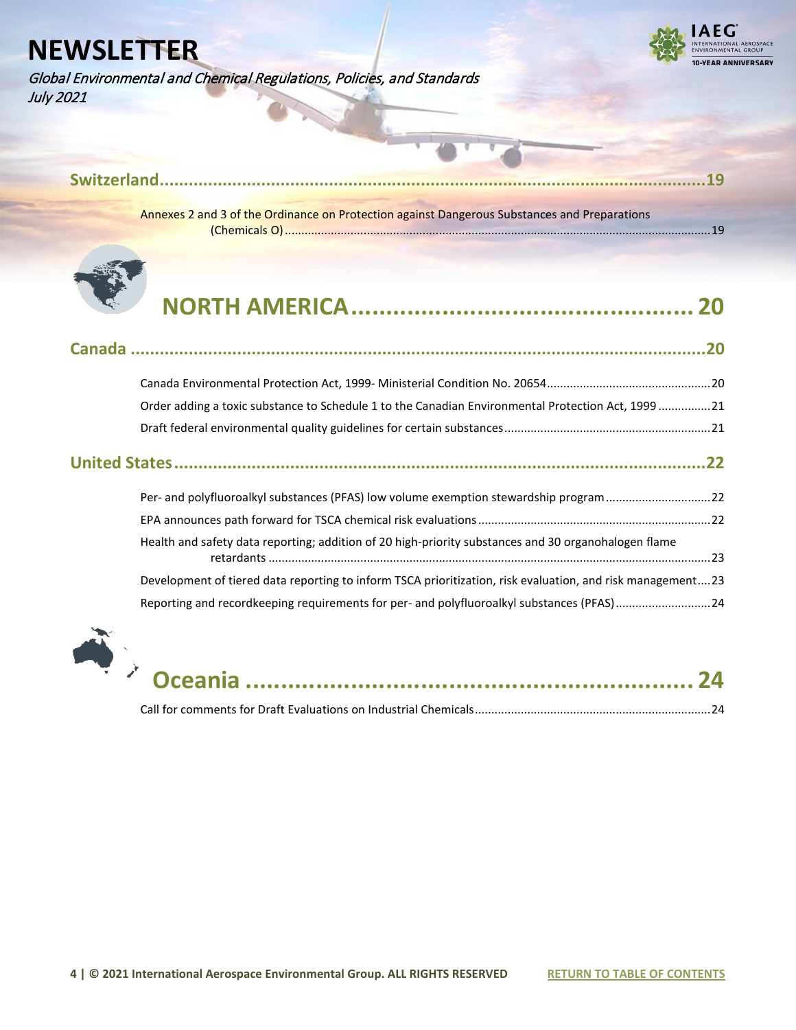**Switzerland...........................................................................................................19**

Annexes 2 and 3 of the Ordinance on Protection against Dangerous Substances and Preparations (Chemicals O)....................................................................................................................19

# NORTH AMERICA................................................ 20

**Canada ..................................................................................................................20**

Canada Environmental Protection Act, 1999- Ministerial Condition No. 20654.................................................20

Order adding a toxic substance to Schedule 1 to the Canadian Environmental Protection Act, 1999................21

Draft federal environmental quality guidelines for certain substances..............................................................21

**United States.........................................................................................................22**

Per- and polyfluoroalkyl substances (PFAS) low volume exemption stewardship program...............................22

EPA announces path forward for TSCA chemical risk evaluations......................................................................22

Health and safety data reporting; addition of 20 high-priority substances and 30 organohalogen flame retardants ........................................................................................................................................23

Development of tiered data reporting to inform TSCA prioritization, risk evaluation, and risk management....23

Reporting and recordkeeping requirements for per- and polyfluoroalkyl substances (PFAS)............................24

# Oceania ............................................................... 24

Call for comments for Draft Evaluations on Industrial Chemicals.......................................................................24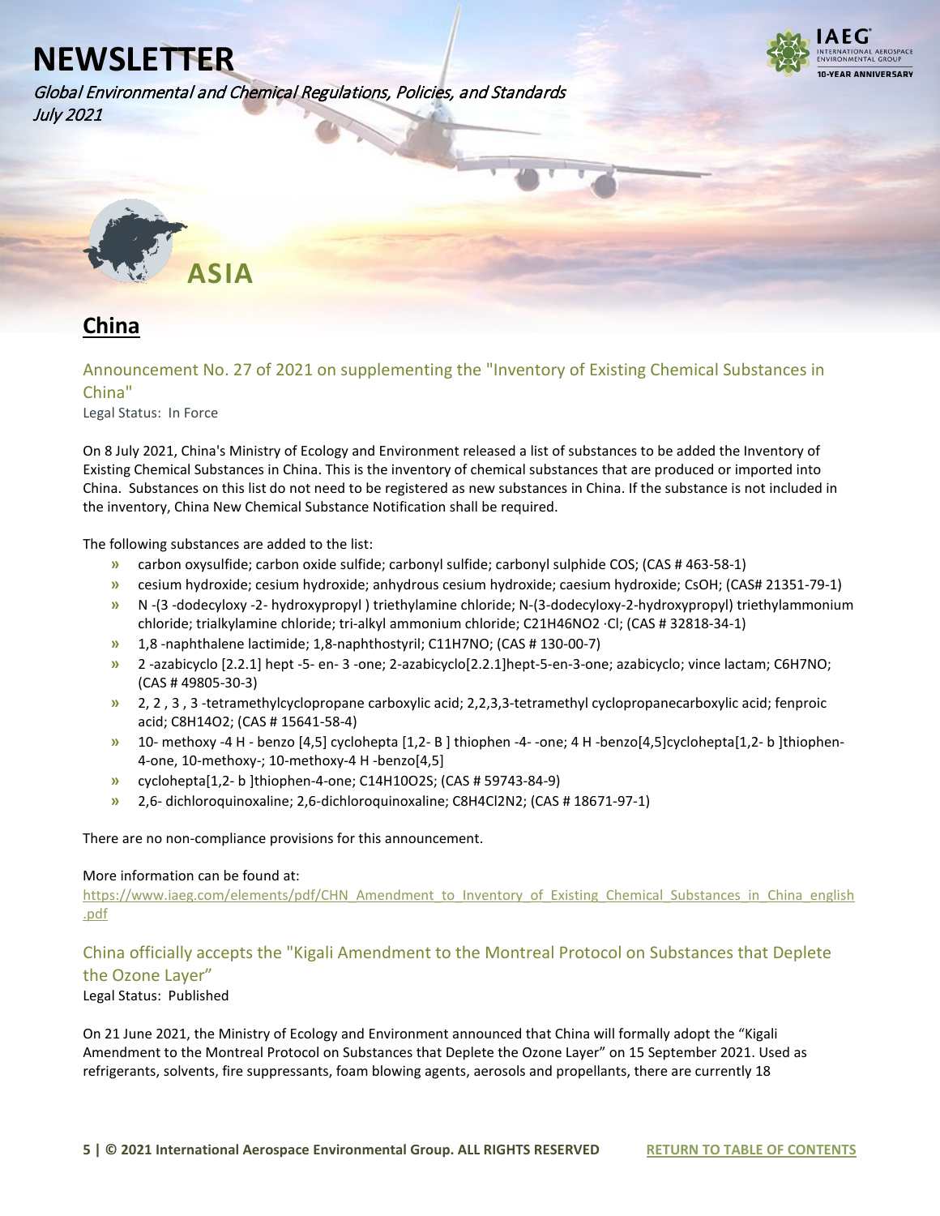# NEWSLETTER

*Global Environmental and Chemical Regulations, Policies, and Standards*
*July 2021*

## ASIA

## China

### Announcement No. 27 of 2021 on supplementing the "Inventory of Existing Chemical Substances in China"

Legal Status: In Force

On 8 July 2021, China's Ministry of Ecology and Environment released a list of substances to be added the Inventory of Existing Chemical Substances in China. This is the inventory of chemical substances that are produced or imported into China. Substances on this list do not need to be registered as new substances in China. If the substance is not included in the inventory, China New Chemical Substance Notification shall be required.

The following substances are added to the list:

- carbon oxysulfide; carbon oxide sulfide; carbonyl sulfide; carbonyl sulphide COS; (CAS # 463-58-1)
- cesium hydroxide; cesium hydroxide; anhydrous cesium hydroxide; caesium hydroxide; CsOH; (CAS# 21351-79-1)
- N -(3 -dodecyloxy -2- hydroxypropyl ) triethylamine chloride; N-(3-dodecyloxy-2-hydroxypropyl) triethylammonium chloride; trialkylamine chloride; tri-alkyl ammonium chloride; $C_{21}H_{46}NO_2 \cdot Cl$; (CAS # 32818-34-1)
- 1,8 -naphthalene lactimide; 1,8-naphthostyril; $C_{11}H_7NO$; (CAS # 130-00-7)
- 2 -azabicyclo [2.2.1] hept -5- en- 3 -one; 2-azabicyclo[2.2.1]hept-5-en-3-one; azabicyclo; vince lactam; $C_6H_7NO$; (CAS # 49805-30-3)
- 2, 2 , 3 , 3 -tetramethylcyclopropane carboxylic acid; 2,2,3,3-tetramethyl cyclopropanecarboxylic acid; fenproic acid; $C_8H_{14}O_2$; (CAS # 15641-58-4)
- 10- methoxy -4 H - benzo [4,5] cyclohepta [1,2- B ] thiophen -4- -one; 4 H -benzo[4,5]cyclohepta[1,2- b ]thiophen-4-one, 10-methoxy-; 10-methoxy-4 H -benzo[4,5]
- cyclohepta[1,2- b ]thiophen-4-one; $C_{14}H_{10}O_2S$; (CAS # 59743-84-9)
- 2,6- dichloroquinoxaline; 2,6-dichloroquinoxaline; $C_8H_4Cl_2N_2$; (CAS # 18671-97-1)

There are no non-compliance provisions for this announcement.

More information can be found at:
https://www.iaeg.com/elements/pdf/CHN_Amendment_to_Inventory_of_Existing_Chemical_Substances_in_China_english.pdf

### China officially accepts the "Kigali Amendment to the Montreal Protocol on Substances that Deplete the Ozone Layer"

Legal Status: Published

On 21 June 2021, the Ministry of Ecology and Environment announced that China will formally adopt the "Kigali Amendment to the Montreal Protocol on Substances that Deplete the Ozone Layer" on 15 September 2021. Used as refrigerants, solvents, fire suppressants, foam blowing agents, aerosols and propellants, there are currently 18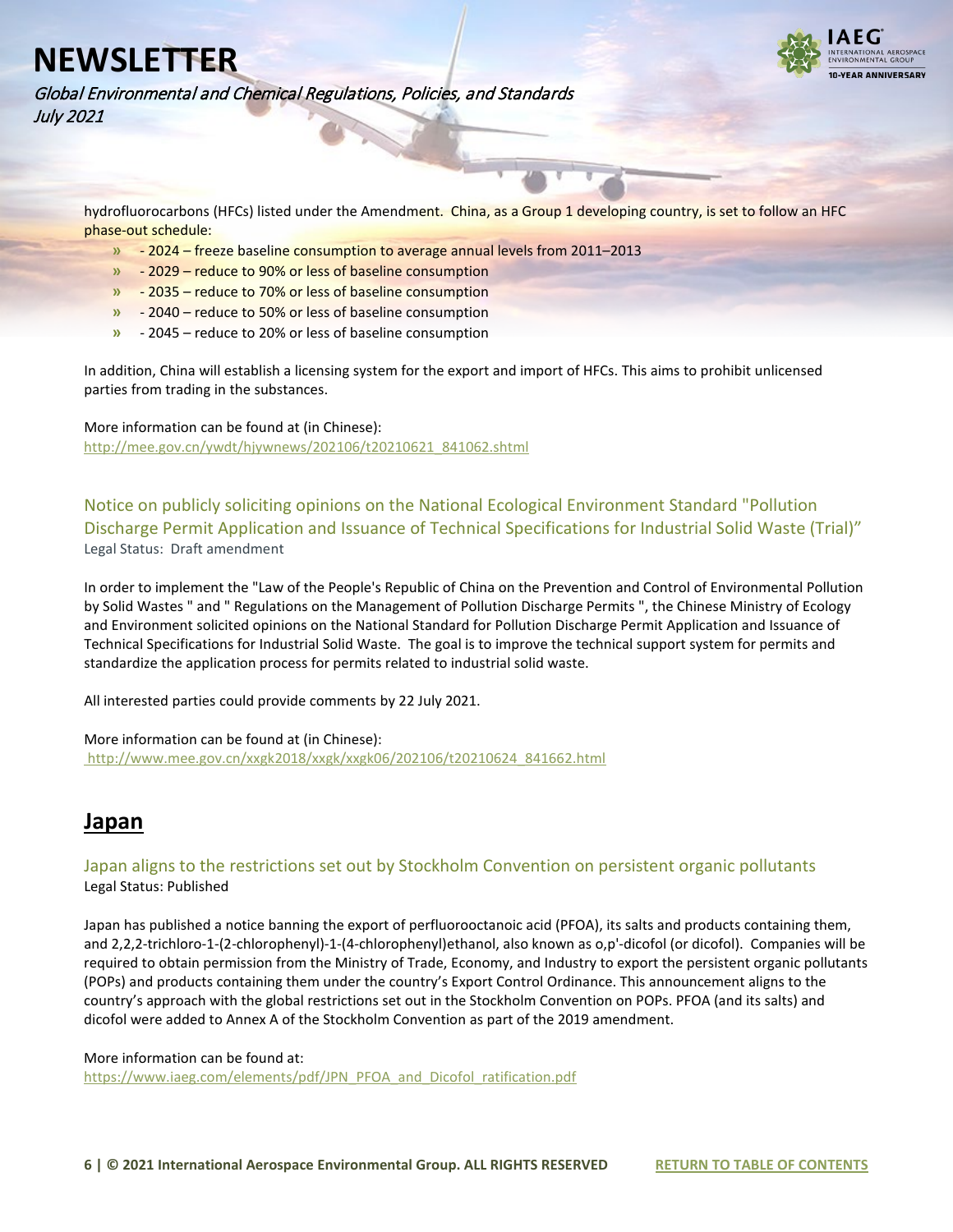hydrofluorocarbons (HFCs) listed under the Amendment.  China, as a Group 1 developing country, is set to follow an HFC phase-out schedule:

- 2024 – freeze baseline consumption to average annual levels from 2011–2013
- 2029 – reduce to 90% or less of baseline consumption
- 2035 – reduce to 70% or less of baseline consumption
- 2040 – reduce to 50% or less of baseline consumption
- 2045 – reduce to 20% or less of baseline consumption

In addition, China will establish a licensing system for the export and import of HFCs. This aims to prohibit unlicensed parties from trading in the substances.

More information can be found at (in Chinese):
http://mee.gov.cn/ywdt/hjywnews/202106/t20210621_841062.shtml

### Notice on publicly soliciting opinions on the National Ecological Environment Standard "Pollution Discharge Permit Application and Issuance of Technical Specifications for Industrial Solid Waste (Trial)"

Legal Status:  Draft amendment

In order to implement the "Law of the People's Republic of China on the Prevention and Control of Environmental Pollution by Solid Wastes " and " Regulations on the Management of Pollution Discharge Permits ", the Chinese Ministry of Ecology and Environment solicited opinions on the National Standard for Pollution Discharge Permit Application and Issuance of Technical Specifications for Industrial Solid Waste.  The goal is to improve the technical support system for permits and standardize the application process for permits related to industrial solid waste.

All interested parties could provide comments by 22 July 2021.

More information can be found at (in Chinese):
http://www.mee.gov.cn/xxgk2018/xxgk/xxgk06/202106/t20210624_841662.html

## Japan

### Japan aligns to the restrictions set out by Stockholm Convention on persistent organic pollutants

Legal Status: Published

Japan has published a notice banning the export of perfluorooctanoic acid (PFOA), its salts and products containing them, and 2,2,2-trichloro-1-(2-chlorophenyl)-1-(4-chlorophenyl)ethanol, also known as o,p'-dicofol (or dicofol).  Companies will be required to obtain permission from the Ministry of Trade, Economy, and Industry to export the persistent organic pollutants (POPs) and products containing them under the country's Export Control Ordinance. This announcement aligns to the country's approach with the global restrictions set out in the Stockholm Convention on POPs. PFOA (and its salts) and dicofol were added to Annex A of the Stockholm Convention as part of the 2019 amendment.

More information can be found at:
https://www.iaeg.com/elements/pdf/JPN_PFOA_and_Dicofol_ratification.pdf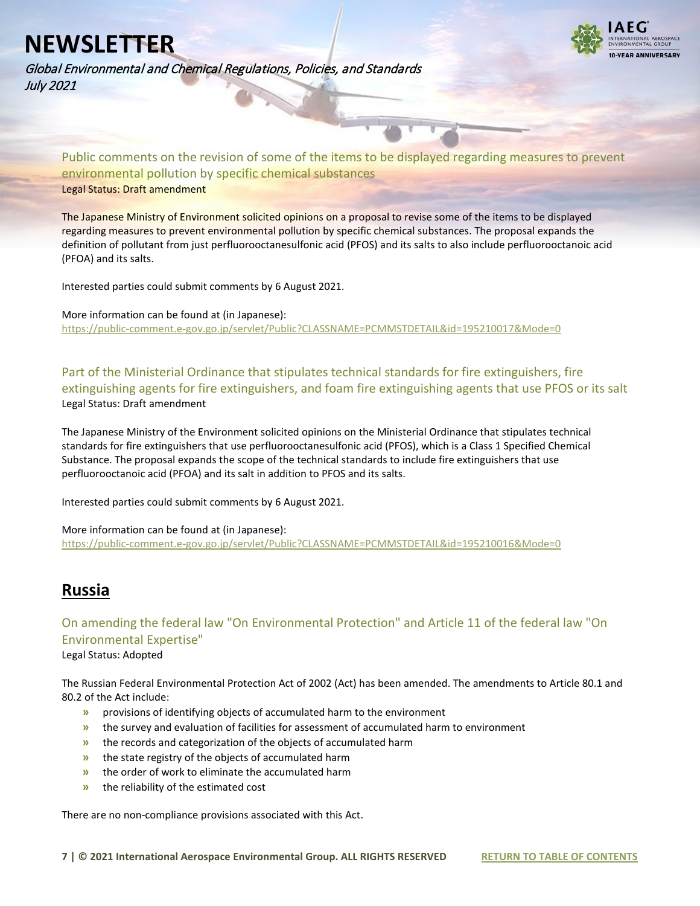### Public comments on the revision of some of the items to be displayed regarding measures to prevent environmental pollution by specific chemical substances

Legal Status: Draft amendment

The Japanese Ministry of Environment solicited opinions on a proposal to revise some of the items to be displayed regarding measures to prevent environmental pollution by specific chemical substances. The proposal expands the definition of pollutant from just perfluorooctanesulfonic acid (PFOS) and its salts to also include perfluorooctanoic acid (PFOA) and its salts.

Interested parties could submit comments by 6 August 2021.

More information can be found at (in Japanese):
https://public-comment.e-gov.go.jp/servlet/Public?CLASSNAME=PCMMSTDETAIL&id=195210017&Mode=0

### Part of the Ministerial Ordinance that stipulates technical standards for fire extinguishers, fire extinguishing agents for fire extinguishers, and foam fire extinguishing agents that use PFOS or its salt

Legal Status: Draft amendment

The Japanese Ministry of the Environment solicited opinions on the Ministerial Ordinance that stipulates technical standards for fire extinguishers that use perfluorooctanesulfonic acid (PFOS), which is a Class 1 Specified Chemical Substance. The proposal expands the scope of the technical standards to include fire extinguishers that use perfluorooctanoic acid (PFOA) and its salt in addition to PFOS and its salts.

Interested parties could submit comments by 6 August 2021.

More information can be found at (in Japanese):
https://public-comment.e-gov.go.jp/servlet/Public?CLASSNAME=PCMMSTDETAIL&id=195210016&Mode=0

## Russia

### On amending the federal law "On Environmental Protection" and Article 11 of the federal law "On Environmental Expertise"

Legal Status: Adopted

The Russian Federal Environmental Protection Act of 2002 (Act) has been amended. The amendments to Article 80.1 and 80.2 of the Act include:

- provisions of identifying objects of accumulated harm to the environment
- the survey and evaluation of facilities for assessment of accumulated harm to environment
- the records and categorization of the objects of accumulated harm
- the state registry of the objects of accumulated harm
- the order of work to eliminate the accumulated harm
- the reliability of the estimated cost

There are no non-compliance provisions associated with this Act.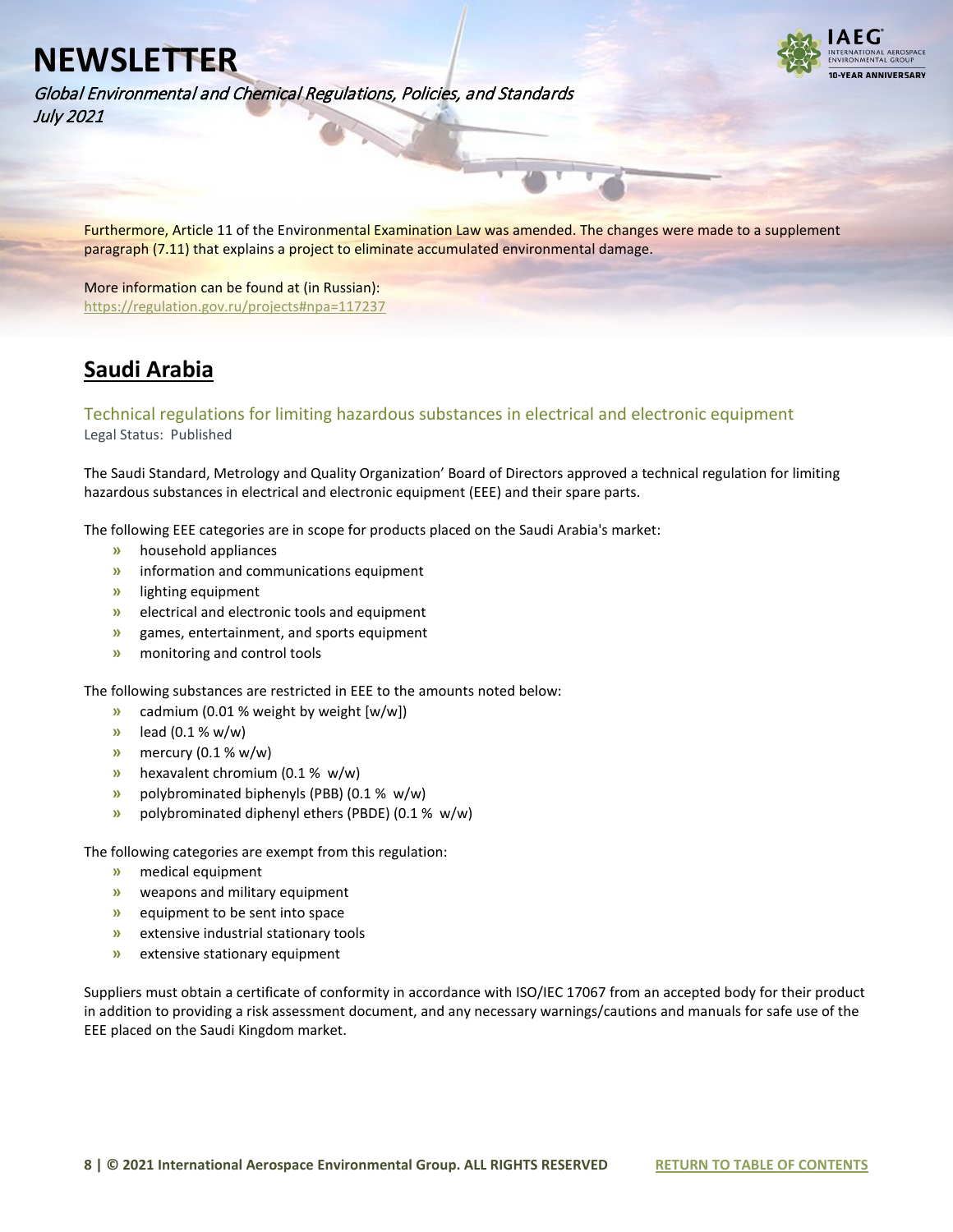Furthermore, Article 11 of the Environmental Examination Law was amended. The changes were made to a supplement paragraph (7.11) that explains a project to eliminate accumulated environmental damage.

More information can be found at (in Russian):
https://regulation.gov.ru/projects#npa=117237

## Saudi Arabia

### Technical regulations for limiting hazardous substances in electrical and electronic equipment

Legal Status: Published

The Saudi Standard, Metrology and Quality Organization' Board of Directors approved a technical regulation for limiting hazardous substances in electrical and electronic equipment (EEE) and their spare parts.

The following EEE categories are in scope for products placed on the Saudi Arabia's market:

- household appliances
- information and communications equipment
- lighting equipment
- electrical and electronic tools and equipment
- games, entertainment, and sports equipment
- monitoring and control tools

The following substances are restricted in EEE to the amounts noted below:

- cadmium (0.01 % weight by weight [w/w])
- lead (0.1 % w/w)
- mercury (0.1 % w/w)
- hexavalent chromium (0.1 % w/w)
- polybrominated biphenyls (PBB) (0.1 % w/w)
- polybrominated diphenyl ethers (PBDE) (0.1 % w/w)

The following categories are exempt from this regulation:

- medical equipment
- weapons and military equipment
- equipment to be sent into space
- extensive industrial stationary tools
- extensive stationary equipment

Suppliers must obtain a certificate of conformity in accordance with ISO/IEC 17067 from an accepted body for their product in addition to providing a risk assessment document, and any necessary warnings/cautions and manuals for safe use of the EEE placed on the Saudi Kingdom market.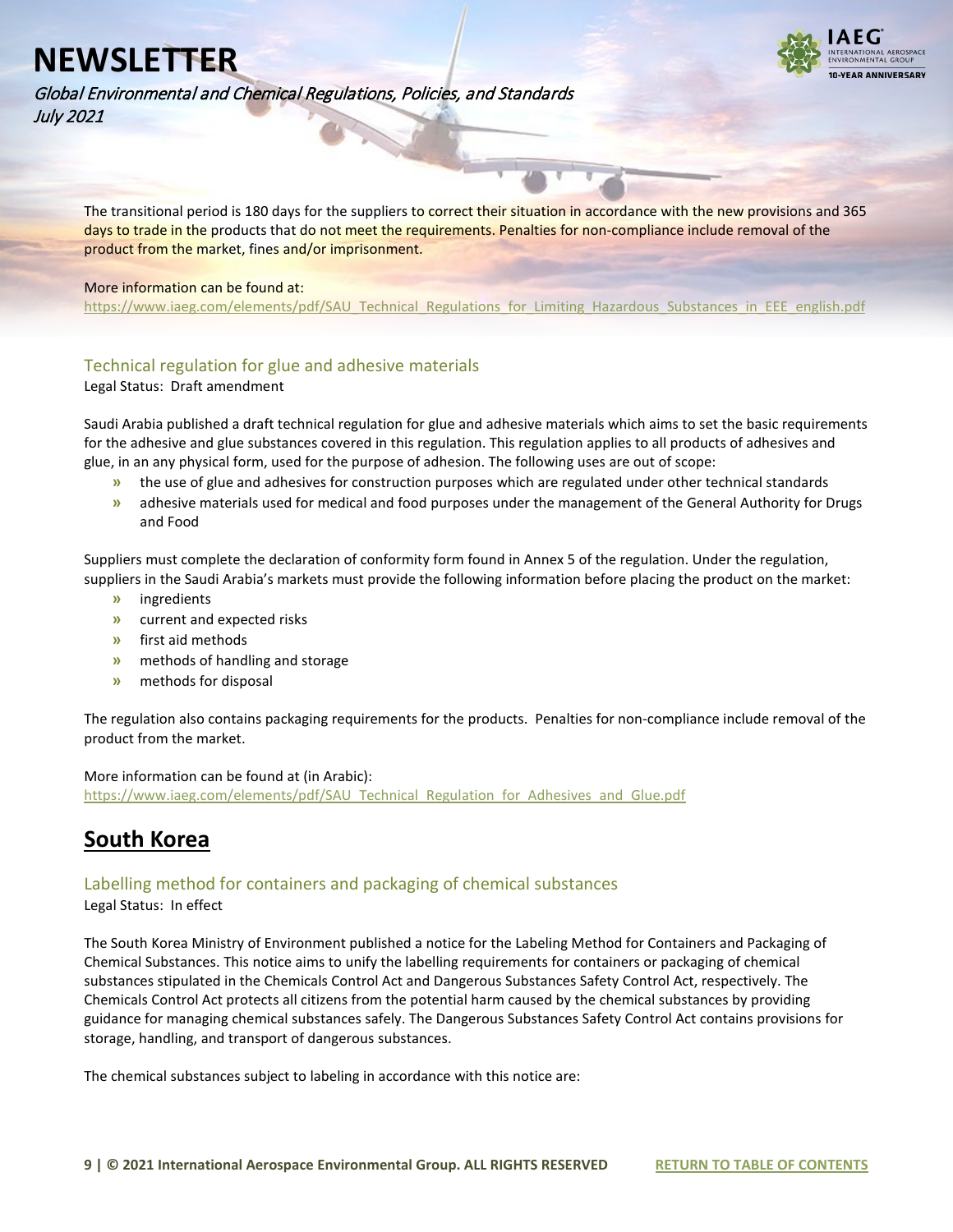The transitional period is 180 days for the suppliers to correct their situation in accordance with the new provisions and 365 days to trade in the products that do not meet the requirements. Penalties for non-compliance include removal of the product from the market, fines and/or imprisonment.

More information can be found at:
https://www.iaeg.com/elements/pdf/SAU_Technical_Regulations_for_Limiting_Hazardous_Substances_in_EEE_english.pdf

### Technical regulation for glue and adhesive materials

Legal Status: Draft amendment

Saudi Arabia published a draft technical regulation for glue and adhesive materials which aims to set the basic requirements for the adhesive and glue substances covered in this regulation. This regulation applies to all products of adhesives and glue, in an any physical form, used for the purpose of adhesion. The following uses are out of scope:

- the use of glue and adhesives for construction purposes which are regulated under other technical standards
- adhesive materials used for medical and food purposes under the management of the General Authority for Drugs and Food

Suppliers must complete the declaration of conformity form found in Annex 5 of the regulation. Under the regulation, suppliers in the Saudi Arabia's markets must provide the following information before placing the product on the market:

- ingredients
- current and expected risks
- first aid methods
- methods of handling and storage
- methods for disposal

The regulation also contains packaging requirements for the products. Penalties for non-compliance include removal of the product from the market.

More information can be found at (in Arabic):
https://www.iaeg.com/elements/pdf/SAU_Technical_Regulation_for_Adhesives_and_Glue.pdf

## South Korea

### Labelling method for containers and packaging of chemical substances

Legal Status: In effect

The South Korea Ministry of Environment published a notice for the Labeling Method for Containers and Packaging of Chemical Substances. This notice aims to unify the labelling requirements for containers or packaging of chemical substances stipulated in the Chemicals Control Act and Dangerous Substances Safety Control Act, respectively. The Chemicals Control Act protects all citizens from the potential harm caused by the chemical substances by providing guidance for managing chemical substances safely. The Dangerous Substances Safety Control Act contains provisions for storage, handling, and transport of dangerous substances.

The chemical substances subject to labeling in accordance with this notice are: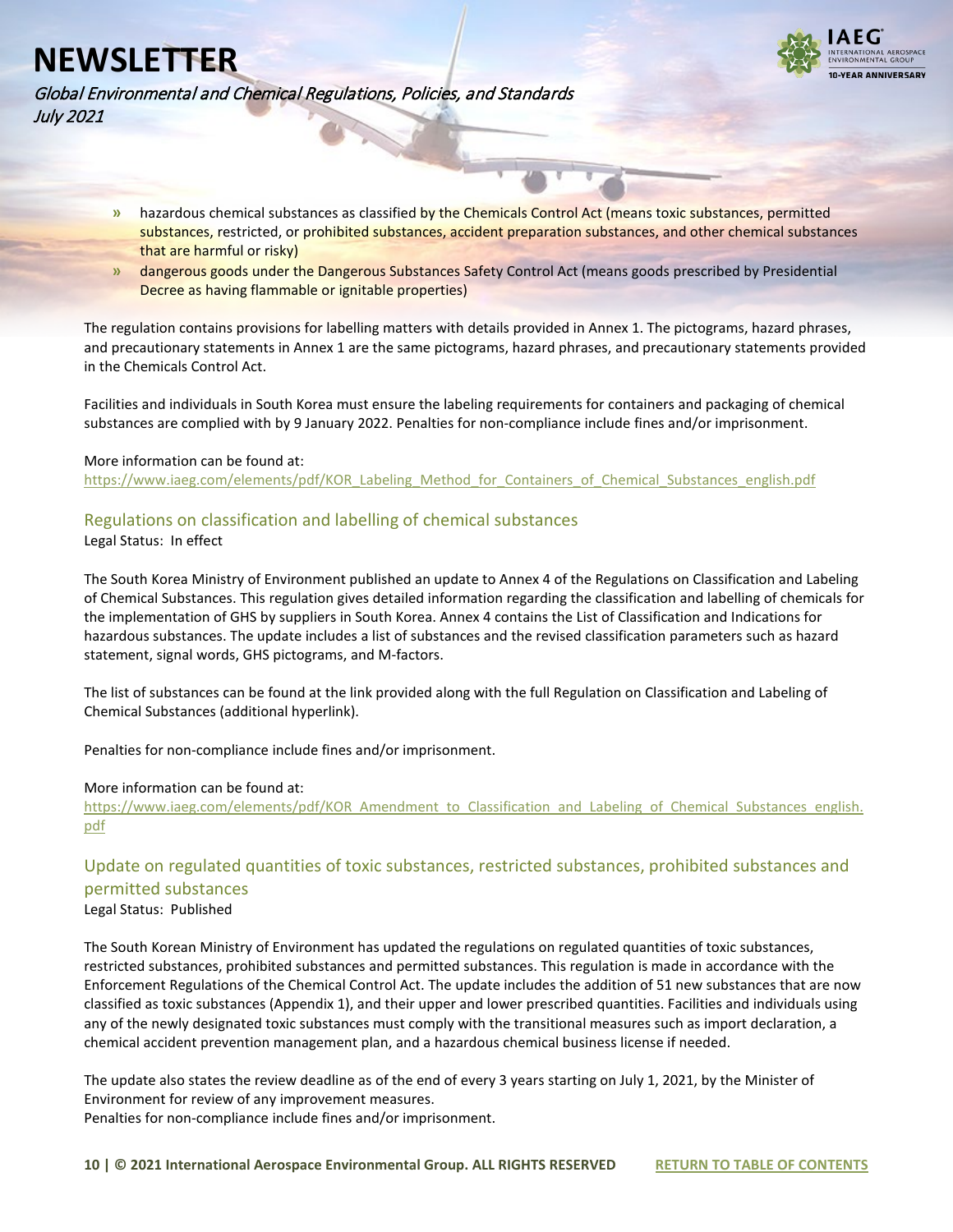- hazardous chemical substances as classified by the Chemicals Control Act (means toxic substances, permitted substances, restricted, or prohibited substances, accident preparation substances, and other chemical substances that are harmful or risky)
- dangerous goods under the Dangerous Substances Safety Control Act (means goods prescribed by Presidential Decree as having flammable or ignitable properties)

The regulation contains provisions for labelling matters with details provided in Annex 1. The pictograms, hazard phrases, and precautionary statements in Annex 1 are the same pictograms, hazard phrases, and precautionary statements provided in the Chemicals Control Act.

Facilities and individuals in South Korea must ensure the labeling requirements for containers and packaging of chemical substances are complied with by 9 January 2022. Penalties for non-compliance include fines and/or imprisonment.

More information can be found at:
https://www.iaeg.com/elements/pdf/KOR_Labeling_Method_for_Containers_of_Chemical_Substances_english.pdf

## Regulations on classification and labelling of chemical substances

Legal Status: In effect

The South Korea Ministry of Environment published an update to Annex 4 of the Regulations on Classification and Labeling of Chemical Substances. This regulation gives detailed information regarding the classification and labelling of chemicals for the implementation of GHS by suppliers in South Korea. Annex 4 contains the List of Classification and Indications for hazardous substances. The update includes a list of substances and the revised classification parameters such as hazard statement, signal words, GHS pictograms, and M-factors.

The list of substances can be found at the link provided along with the full Regulation on Classification and Labeling of Chemical Substances (additional hyperlink).

Penalties for non-compliance include fines and/or imprisonment.

More information can be found at:
https://www.iaeg.com/elements/pdf/KOR_Amendment_to_Classification_and_Labeling_of_Chemical_Substances_english.pdf

## Update on regulated quantities of toxic substances, restricted substances, prohibited substances and permitted substances

Legal Status: Published

The South Korean Ministry of Environment has updated the regulations on regulated quantities of toxic substances, restricted substances, prohibited substances and permitted substances. This regulation is made in accordance with the Enforcement Regulations of the Chemical Control Act. The update includes the addition of 51 new substances that are now classified as toxic substances (Appendix 1), and their upper and lower prescribed quantities. Facilities and individuals using any of the newly designated toxic substances must comply with the transitional measures such as import declaration, a chemical accident prevention management plan, and a hazardous chemical business license if needed.

The update also states the review deadline as of the end of every 3 years starting on July 1, 2021, by the Minister of Environment for review of any improvement measures.
Penalties for non-compliance include fines and/or imprisonment.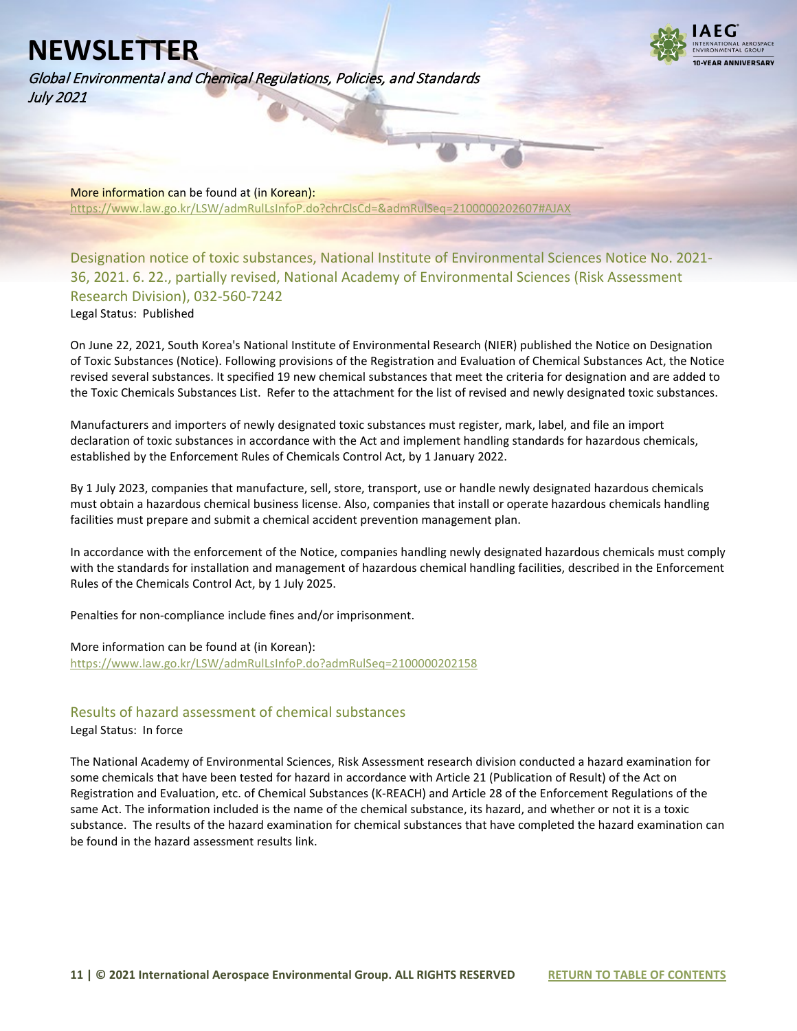More information can be found at (in Korean):
https://www.law.go.kr/LSW/admRulLsInfoP.do?chrClsCd=&admRulSeq=2100000202607#AJAX

### Designation notice of toxic substances, National Institute of Environmental Sciences Notice No. 2021-36, 2021. 6. 22., partially revised, National Academy of Environmental Sciences (Risk Assessment Research Division), 032-560-7242

Legal Status: Published

On June 22, 2021, South Korea's National Institute of Environmental Research (NIER) published the Notice on Designation of Toxic Substances (Notice). Following provisions of the Registration and Evaluation of Chemical Substances Act, the Notice revised several substances. It specified 19 new chemical substances that meet the criteria for designation and are added to the Toxic Chemicals Substances List. Refer to the attachment for the list of revised and newly designated toxic substances.

Manufacturers and importers of newly designated toxic substances must register, mark, label, and file an import declaration of toxic substances in accordance with the Act and implement handling standards for hazardous chemicals, established by the Enforcement Rules of Chemicals Control Act, by 1 January 2022.

By 1 July 2023, companies that manufacture, sell, store, transport, use or handle newly designated hazardous chemicals must obtain a hazardous chemical business license. Also, companies that install or operate hazardous chemicals handling facilities must prepare and submit a chemical accident prevention management plan.

In accordance with the enforcement of the Notice, companies handling newly designated hazardous chemicals must comply with the standards for installation and management of hazardous chemical handling facilities, described in the Enforcement Rules of the Chemicals Control Act, by 1 July 2025.

Penalties for non-compliance include fines and/or imprisonment.

More information can be found at (in Korean):
https://www.law.go.kr/LSW/admRulLsInfoP.do?admRulSeq=2100000202158

### Results of hazard assessment of chemical substances

Legal Status: In force

The National Academy of Environmental Sciences, Risk Assessment research division conducted a hazard examination for some chemicals that have been tested for hazard in accordance with Article 21 (Publication of Result) of the Act on Registration and Evaluation, etc. of Chemical Substances (K-REACH) and Article 28 of the Enforcement Regulations of the same Act. The information included is the name of the chemical substance, its hazard, and whether or not it is a toxic substance. The results of the hazard examination for chemical substances that have completed the hazard examination can be found in the hazard assessment results link.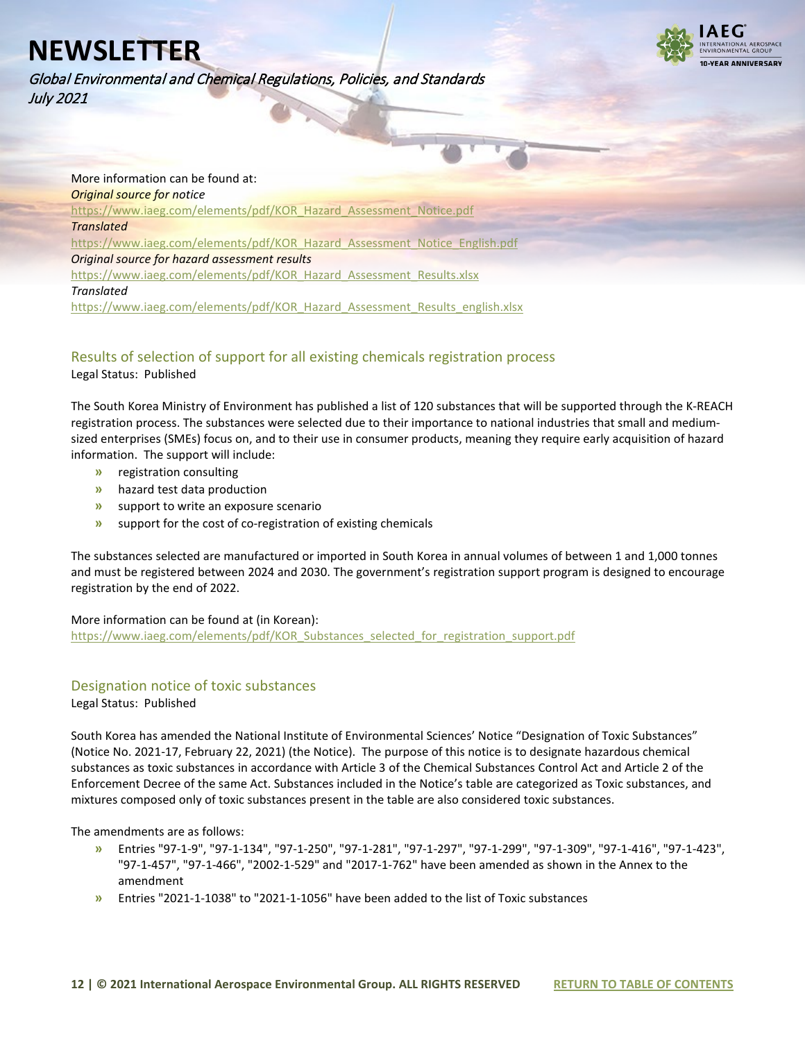More information can be found at:

*Original source for notice*

https://www.iaeg.com/elements/pdf/KOR_Hazard_Assessment_Notice.pdf

*Translated*

https://www.iaeg.com/elements/pdf/KOR_Hazard_Assessment_Notice_English.pdf

*Original source for hazard assessment results*

https://www.iaeg.com/elements/pdf/KOR_Hazard_Assessment_Results.xlsx

*Translated*

https://www.iaeg.com/elements/pdf/KOR_Hazard_Assessment_Results_english.xlsx

## Results of selection of support for all existing chemicals registration process

Legal Status: Published

The South Korea Ministry of Environment has published a list of 120 substances that will be supported through the K-REACH registration process. The substances were selected due to their importance to national industries that small and medium-sized enterprises (SMEs) focus on, and to their use in consumer products, meaning they require early acquisition of hazard information. The support will include:

- registration consulting
- hazard test data production
- support to write an exposure scenario
- support for the cost of co-registration of existing chemicals

The substances selected are manufactured or imported in South Korea in annual volumes of between 1 and 1,000 tonnes and must be registered between 2024 and 2030. The government's registration support program is designed to encourage registration by the end of 2022.

More information can be found at (in Korean):

https://www.iaeg.com/elements/pdf/KOR_Substances_selected_for_registration_support.pdf

## Designation notice of toxic substances

Legal Status: Published

South Korea has amended the National Institute of Environmental Sciences' Notice "Designation of Toxic Substances" (Notice No. 2021-17, February 22, 2021) (the Notice). The purpose of this notice is to designate hazardous chemical substances as toxic substances in accordance with Article 3 of the Chemical Substances Control Act and Article 2 of the Enforcement Decree of the same Act. Substances included in the Notice's table are categorized as Toxic substances, and mixtures composed only of toxic substances present in the table are also considered toxic substances.

The amendments are as follows:

- Entries "97-1-9", "97-1-134", "97-1-250", "97-1-281", "97-1-297", "97-1-299", "97-1-309", "97-1-416", "97-1-423", "97-1-457", "97-1-466", "2002-1-529" and "2017-1-762" have been amended as shown in the Annex to the amendment
- Entries "2021-1-1038" to "2021-1-1056" have been added to the list of Toxic substances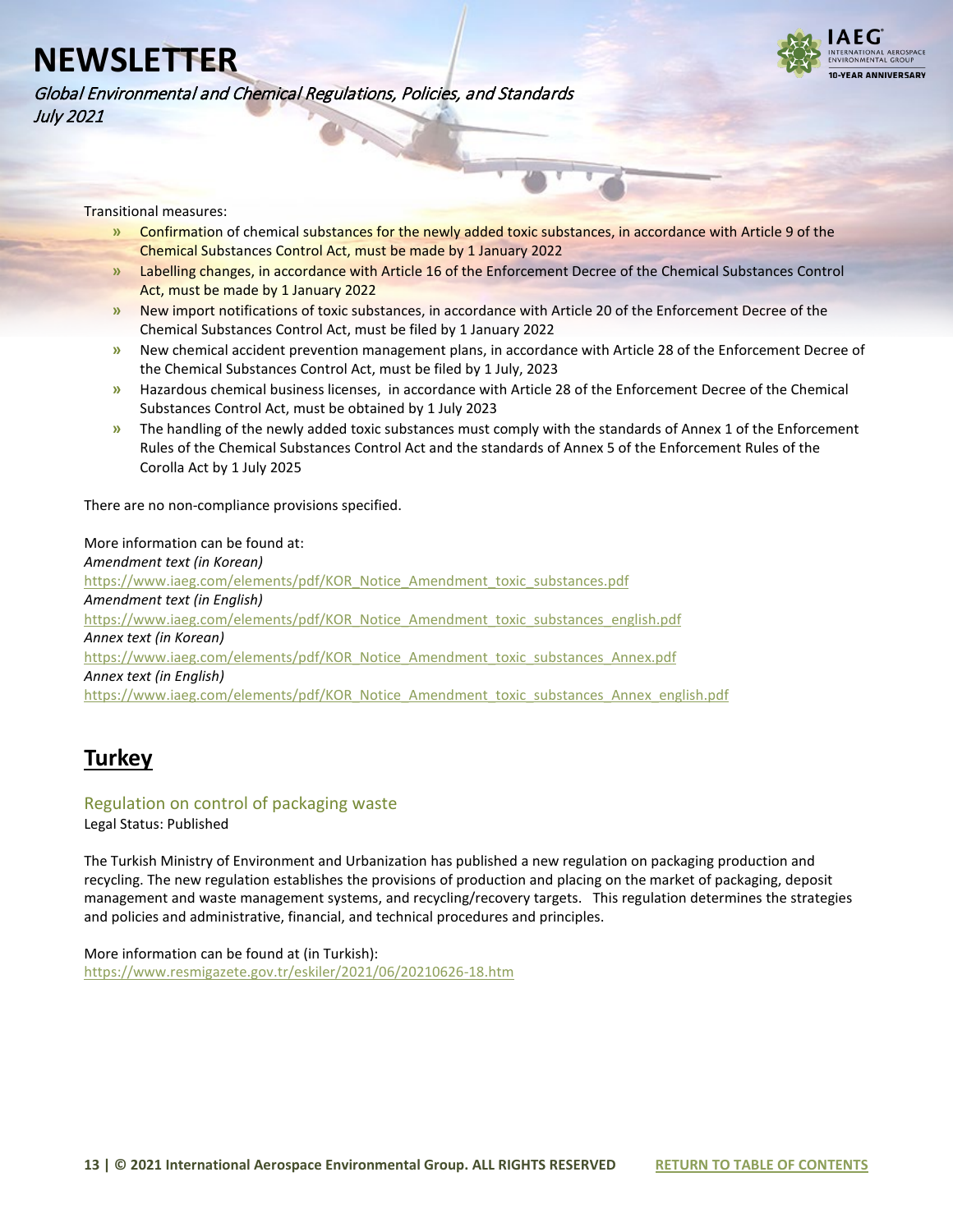Transitional measures:

- Confirmation of chemical substances for the newly added toxic substances, in accordance with Article 9 of the Chemical Substances Control Act, must be made by 1 January 2022
- Labelling changes, in accordance with Article 16 of the Enforcement Decree of the Chemical Substances Control Act, must be made by 1 January 2022
- New import notifications of toxic substances, in accordance with Article 20 of the Enforcement Decree of the Chemical Substances Control Act, must be filed by 1 January 2022
- New chemical accident prevention management plans, in accordance with Article 28 of the Enforcement Decree of the Chemical Substances Control Act, must be filed by 1 July, 2023
- Hazardous chemical business licenses, in accordance with Article 28 of the Enforcement Decree of the Chemical Substances Control Act, must be obtained by 1 July 2023
- The handling of the newly added toxic substances must comply with the standards of Annex 1 of the Enforcement Rules of the Chemical Substances Control Act and the standards of Annex 5 of the Enforcement Rules of the Corolla Act by 1 July 2025

There are no non-compliance provisions specified.

More information can be found at:
*Amendment text (in Korean)*
https://www.iaeg.com/elements/pdf/KOR_Notice_Amendment_toxic_substances.pdf
*Amendment text (in English)*
https://www.iaeg.com/elements/pdf/KOR_Notice_Amendment_toxic_substances_english.pdf
*Annex text (in Korean)*
https://www.iaeg.com/elements/pdf/KOR_Notice_Amendment_toxic_substances_Annex.pdf
*Annex text (in English)*
https://www.iaeg.com/elements/pdf/KOR_Notice_Amendment_toxic_substances_Annex_english.pdf

## Turkey

### Regulation on control of packaging waste

Legal Status: Published

The Turkish Ministry of Environment and Urbanization has published a new regulation on packaging production and recycling. The new regulation establishes the provisions of production and placing on the market of packaging, deposit management and waste management systems, and recycling/recovery targets. This regulation determines the strategies and policies and administrative, financial, and technical procedures and principles.

More information can be found at (in Turkish):
https://www.resmigazete.gov.tr/eskiler/2021/06/20210626-18.htm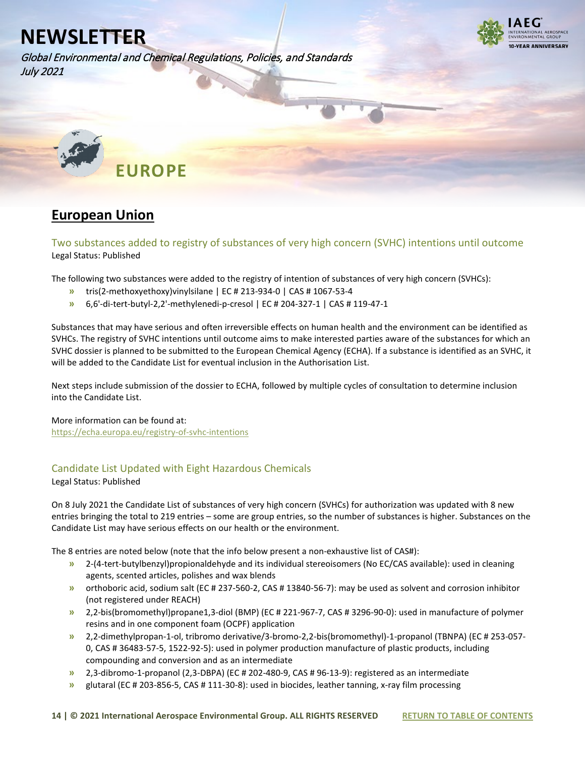# NEWSLETTER

*Global Environmental and Chemical Regulations, Policies, and Standards*
*July 2021*

# EUROPE

## European Union

### Two substances added to registry of substances of very high concern (SVHC) intentions until outcome

Legal Status: Published

The following two substances were added to the registry of intention of substances of very high concern (SVHCs):

- tris(2-methoxyethoxy)vinylsilane | EC # 213-934-0 | CAS # 1067-53-4
- 6,6'-di-tert-butyl-2,2'-methylenedi-p-cresol | EC # 204-327-1 | CAS # 119-47-1

Substances that may have serious and often irreversible effects on human health and the environment can be identified as SVHCs. The registry of SVHC intentions until outcome aims to make interested parties aware of the substances for which an SVHC dossier is planned to be submitted to the European Chemical Agency (ECHA). If a substance is identified as an SVHC, it will be added to the Candidate List for eventual inclusion in the Authorisation List.

Next steps include submission of the dossier to ECHA, followed by multiple cycles of consultation to determine inclusion into the Candidate List.

More information can be found at:
https://echa.europa.eu/registry-of-svhc-intentions

### Candidate List Updated with Eight Hazardous Chemicals

Legal Status: Published

On 8 July 2021 the Candidate List of substances of very high concern (SVHCs) for authorization was updated with 8 new entries bringing the total to 219 entries – some are group entries, so the number of substances is higher. Substances on the Candidate List may have serious effects on our health or the environment.

The 8 entries are noted below (note that the info below present a non-exhaustive list of CAS#):

- 2-(4-tert-butylbenzyl)propionaldehyde and its individual stereoisomers (No EC/CAS available): used in cleaning agents, scented articles, polishes and wax blends
- orthoboric acid, sodium salt (EC # 237-560-2, CAS # 13840-56-7): may be used as solvent and corrosion inhibitor (not registered under REACH)
- 2,2-bis(bromomethyl)propane1,3-diol (BMP) (EC # 221-967-7, CAS # 3296-90-0): used in manufacture of polymer resins and in one component foam (OCPF) application
- 2,2-dimethylpropan-1-ol, tribromo derivative/3-bromo-2,2-bis(bromomethyl)-1-propanol (TBNPA) (EC # 253-057-0, CAS # 36483-57-5, 1522-92-5): used in polymer production manufacture of plastic products, including compounding and conversion and as an intermediate
- 2,3-dibromo-1-propanol (2,3-DBPA) (EC # 202-480-9, CAS # 96-13-9): registered as an intermediate
- glutaral (EC # 203-856-5, CAS # 111-30-8): used in biocides, leather tanning, x-ray film processing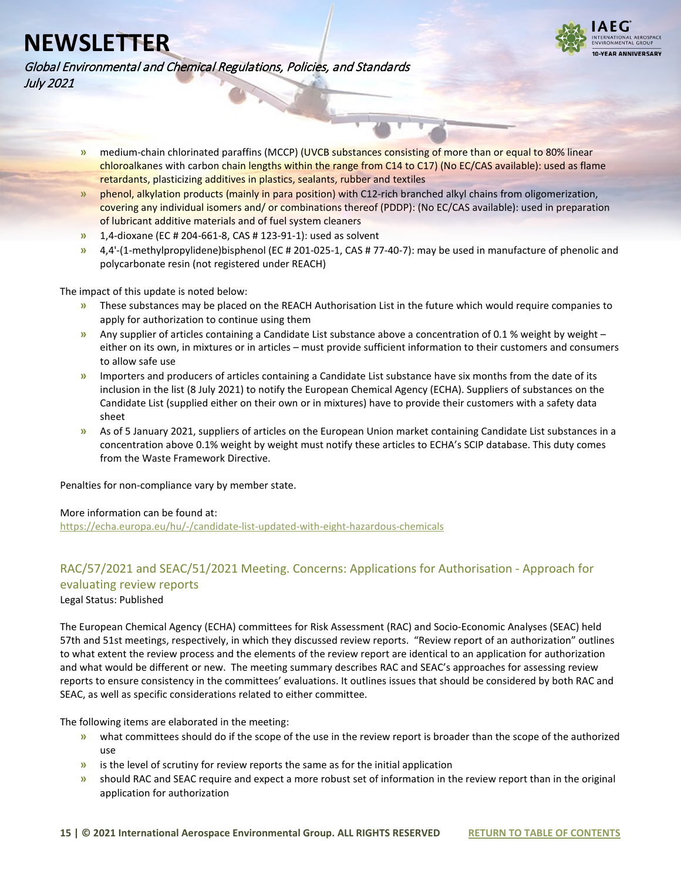- medium-chain chlorinated paraffins (MCCP) (UVCB substances consisting of more than or equal to 80% linear chloroalkanes with carbon chain lengths within the range from C14 to C17) (No EC/CAS available): used as flame retardants, plasticizing additives in plastics, sealants, rubber and textiles
- phenol, alkylation products (mainly in para position) with C12-rich branched alkyl chains from oligomerization, covering any individual isomers and/ or combinations thereof (PDDP): (No EC/CAS available): used in preparation of lubricant additive materials and of fuel system cleaners
- 1,4-dioxane (EC # 204-661-8, CAS # 123-91-1): used as solvent
- 4,4'-(1-methylpropylidene)bisphenol (EC # 201-025-1, CAS # 77-40-7): may be used in manufacture of phenolic and polycarbonate resin (not registered under REACH)

The impact of this update is noted below:

- These substances may be placed on the REACH Authorisation List in the future which would require companies to apply for authorization to continue using them
- Any supplier of articles containing a Candidate List substance above a concentration of 0.1 % weight by weight – either on its own, in mixtures or in articles – must provide sufficient information to their customers and consumers to allow safe use
- Importers and producers of articles containing a Candidate List substance have six months from the date of its inclusion in the list (8 July 2021) to notify the European Chemical Agency (ECHA). Suppliers of substances on the Candidate List (supplied either on their own or in mixtures) have to provide their customers with a safety data sheet
- As of 5 January 2021, suppliers of articles on the European Union market containing Candidate List substances in a concentration above 0.1% weight by weight must notify these articles to ECHA's SCIP database. This duty comes from the Waste Framework Directive.

Penalties for non-compliance vary by member state.

More information can be found at:
https://echa.europa.eu/hu/-/candidate-list-updated-with-eight-hazardous-chemicals

## RAC/57/2021 and SEAC/51/2021 Meeting. Concerns: Applications for Authorisation - Approach for evaluating review reports

Legal Status: Published

The European Chemical Agency (ECHA) committees for Risk Assessment (RAC) and Socio-Economic Analyses (SEAC) held 57th and 51st meetings, respectively, in which they discussed review reports. "Review report of an authorization" outlines to what extent the review process and the elements of the review report are identical to an application for authorization and what would be different or new. The meeting summary describes RAC and SEAC's approaches for assessing review reports to ensure consistency in the committees' evaluations. It outlines issues that should be considered by both RAC and SEAC, as well as specific considerations related to either committee.

The following items are elaborated in the meeting:

- what committees should do if the scope of the use in the review report is broader than the scope of the authorized use
- is the level of scrutiny for review reports the same as for the initial application
- should RAC and SEAC require and expect a more robust set of information in the review report than in the original application for authorization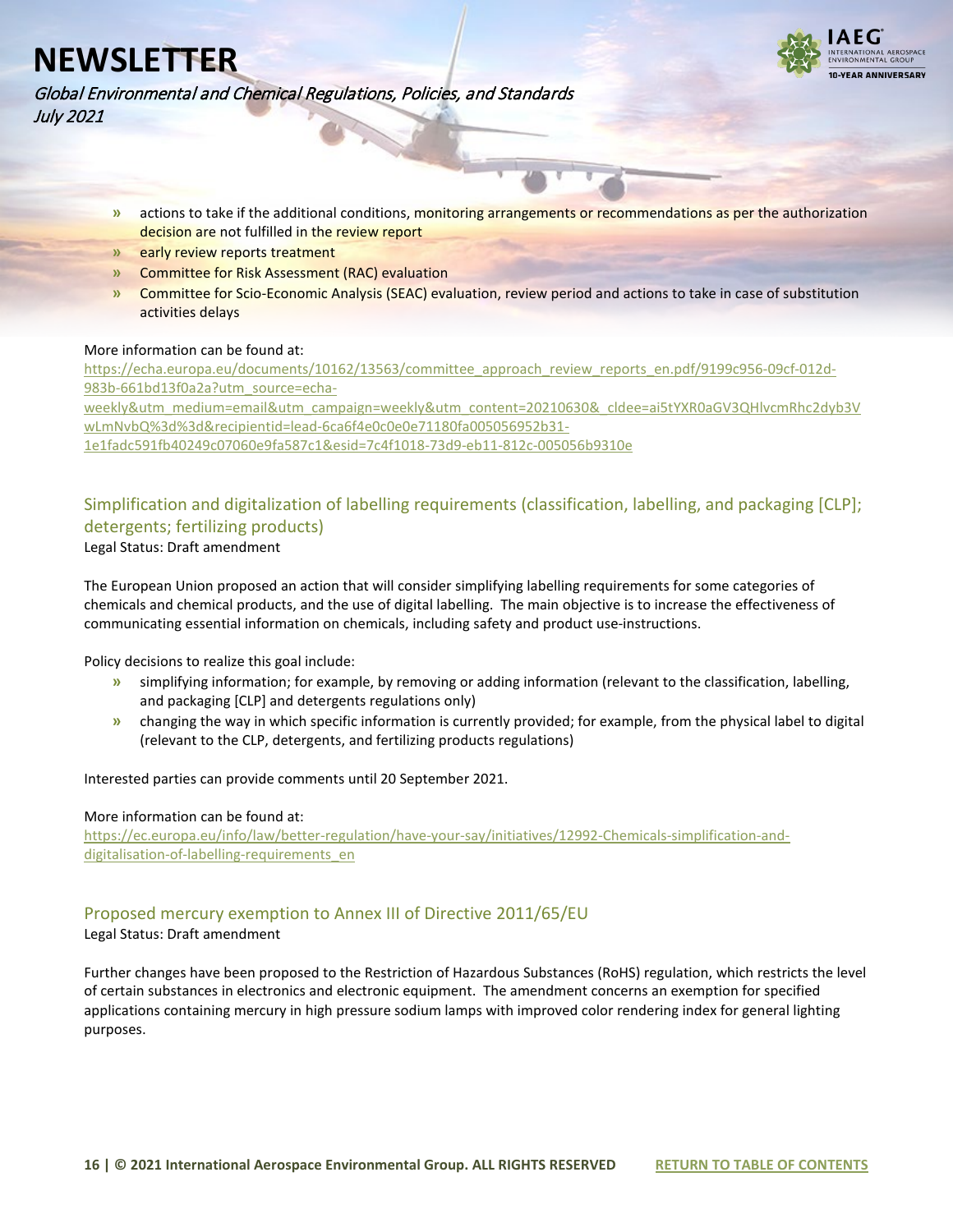- actions to take if the additional conditions, monitoring arrangements or recommendations as per the authorization decision are not fulfilled in the review report
- early review reports treatment
- Committee for Risk Assessment (RAC) evaluation
- Committee for Scio-Economic Analysis (SEAC) evaluation, review period and actions to take in case of substitution activities delays

More information can be found at:
https://echa.europa.eu/documents/10162/13563/committee_approach_review_reports_en.pdf/9199c956-09cf-012d-983b-661bd13f0a2a?utm_source=echa-weekly&utm_medium=email&utm_campaign=weekly&utm_content=20210630&_cldee=ai5tYXR0aGV3QHlvcmRhc2dyb3VwLmNvbQ%3d%3d&recipientid=lead-6ca6f4e0c0e0e71180fa005056952b31-1e1fadc591fb40249c07060e9fa587c1&esid=7c4f1018-73d9-eb11-812c-005056b9310e

### Simplification and digitalization of labelling requirements (classification, labelling, and packaging [CLP]; detergents; fertilizing products)

Legal Status: Draft amendment

The European Union proposed an action that will consider simplifying labelling requirements for some categories of chemicals and chemical products, and the use of digital labelling. The main objective is to increase the effectiveness of communicating essential information on chemicals, including safety and product use-instructions.

Policy decisions to realize this goal include:

- simplifying information; for example, by removing or adding information (relevant to the classification, labelling, and packaging [CLP] and detergents regulations only)
- changing the way in which specific information is currently provided; for example, from the physical label to digital (relevant to the CLP, detergents, and fertilizing products regulations)

Interested parties can provide comments until 20 September 2021.

More information can be found at:
https://ec.europa.eu/info/law/better-regulation/have-your-say/initiatives/12992-Chemicals-simplification-and-digitalisation-of-labelling-requirements_en

### Proposed mercury exemption to Annex III of Directive 2011/65/EU

Legal Status: Draft amendment

Further changes have been proposed to the Restriction of Hazardous Substances (RoHS) regulation, which restricts the level of certain substances in electronics and electronic equipment. The amendment concerns an exemption for specified applications containing mercury in high pressure sodium lamps with improved color rendering index for general lighting purposes.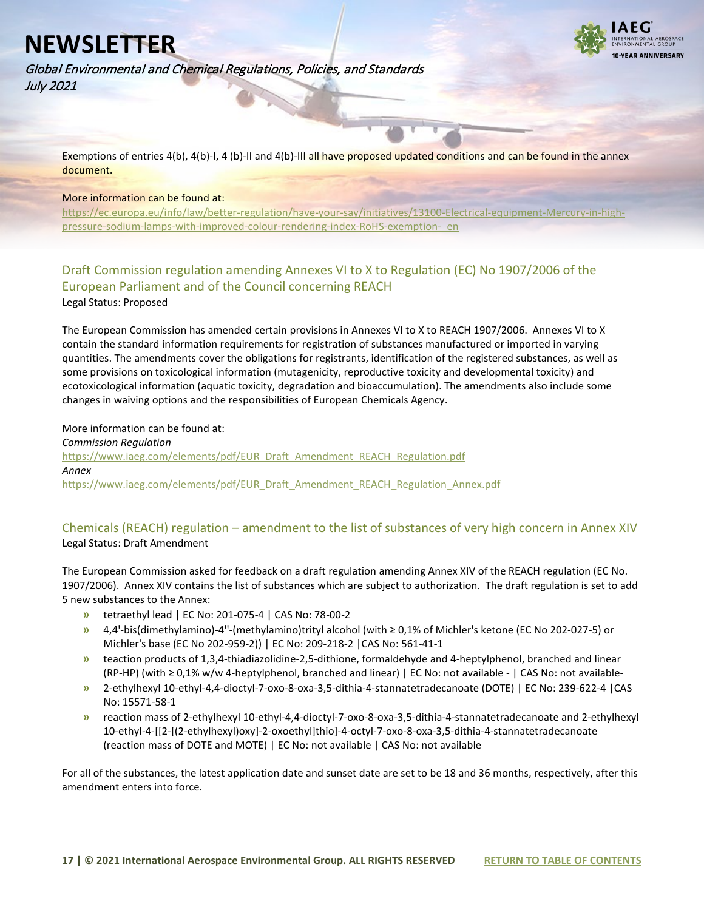Exemptions of entries 4(b), 4(b)-I, 4 (b)-II and 4(b)-III all have proposed updated conditions and can be found in the annex document.

More information can be found at:
https://ec.europa.eu/info/law/better-regulation/have-your-say/initiatives/13100-Electrical-equipment-Mercury-in-high-pressure-sodium-lamps-with-improved-colour-rendering-index-RoHS-exemption-_en

## Draft Commission regulation amending Annexes VI to X to Regulation (EC) No 1907/2006 of the European Parliament and of the Council concerning REACH

Legal Status: Proposed

The European Commission has amended certain provisions in Annexes VI to X to REACH 1907/2006. Annexes VI to X contain the standard information requirements for registration of substances manufactured or imported in varying quantities. The amendments cover the obligations for registrants, identification of the registered substances, as well as some provisions on toxicological information (mutagenicity, reproductive toxicity and developmental toxicity) and ecotoxicological information (aquatic toxicity, degradation and bioaccumulation). The amendments also include some changes in waiving options and the responsibilities of European Chemicals Agency.

More information can be found at:
*Commission Regulation*
https://www.iaeg.com/elements/pdf/EUR_Draft_Amendment_REACH_Regulation.pdf
*Annex*
https://www.iaeg.com/elements/pdf/EUR_Draft_Amendment_REACH_Regulation_Annex.pdf

## Chemicals (REACH) regulation – amendment to the list of substances of very high concern in Annex XIV

Legal Status: Draft Amendment

The European Commission asked for feedback on a draft regulation amending Annex XIV of the REACH regulation (EC No. 1907/2006). Annex XIV contains the list of substances which are subject to authorization. The draft regulation is set to add 5 new substances to the Annex:

- tetraethyl lead | EC No: 201-075-4 | CAS No: 78-00-2
- 4,4'-bis(dimethylamino)-4''-(methylamino)trityl alcohol (with ≥ 0,1% of Michler's ketone (EC No 202-027-5) or Michler's base (EC No 202-959-2)) | EC No: 209-218-2 |CAS No: 561-41-1
- teaction products of 1,3,4-thiadiazolidine-2,5-dithione, formaldehyde and 4-heptylphenol, branched and linear (RP-HP) (with ≥ 0,1% w/w 4-heptylphenol, branched and linear) | EC No: not available - | CAS No: not available-
- 2-ethylhexyl 10-ethyl-4,4-dioctyl-7-oxo-8-oxa-3,5-dithia-4-stannatetradecanoate (DOTE) | EC No: 239-622-4 |CAS No: 15571-58-1
- reaction mass of 2-ethylhexyl 10-ethyl-4,4-dioctyl-7-oxo-8-oxa-3,5-dithia-4-stannatetradecanoate and 2-ethylhexyl 10-ethyl-4-[[2-[(2-ethylhexyl)oxy]-2-oxoethyl]thio]-4-octyl-7-oxo-8-oxa-3,5-dithia-4-stannatetradecanoate (reaction mass of DOTE and MOTE) | EC No: not available | CAS No: not available

For all of the substances, the latest application date and sunset date are set to be 18 and 36 months, respectively, after this amendment enters into force.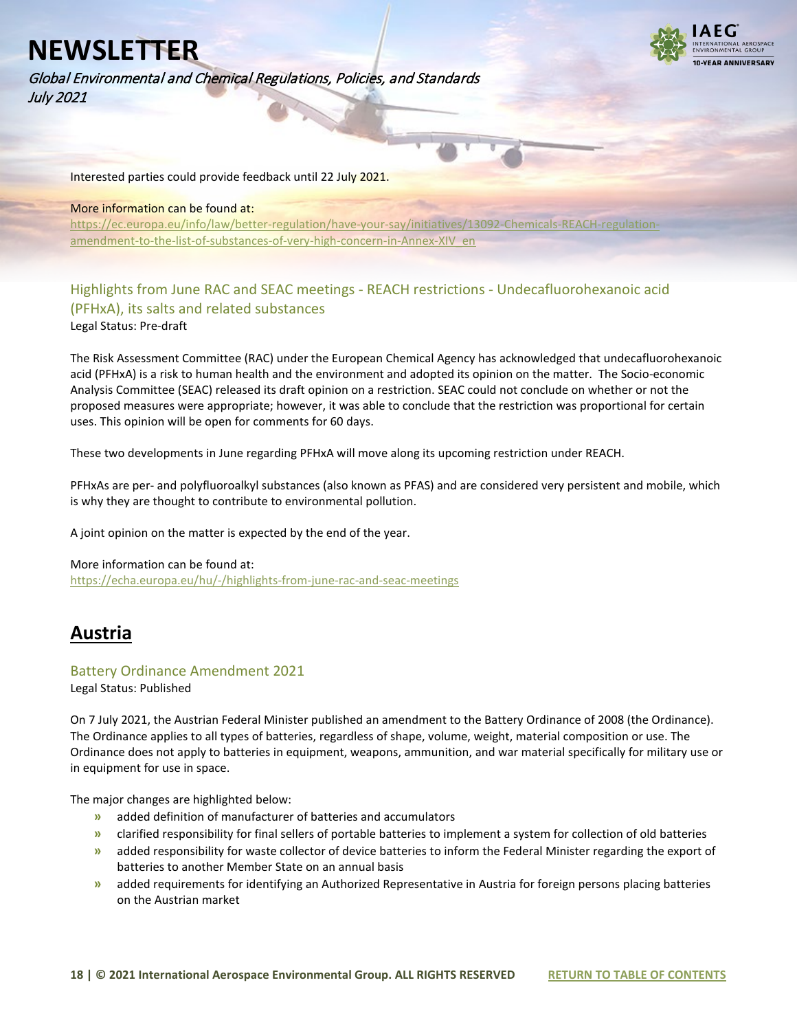Interested parties could provide feedback until 22 July 2021.

More information can be found at:
https://ec.europa.eu/info/law/better-regulation/have-your-say/initiatives/13092-Chemicals-REACH-regulation-amendment-to-the-list-of-substances-of-very-high-concern-in-Annex-XIV_en

### Highlights from June RAC and SEAC meetings - REACH restrictions - Undecafluorohexanoic acid (PFHxA), its salts and related substances

Legal Status: Pre-draft

The Risk Assessment Committee (RAC) under the European Chemical Agency has acknowledged that undecafluorohexanoic acid (PFHxA) is a risk to human health and the environment and adopted its opinion on the matter. The Socio-economic Analysis Committee (SEAC) released its draft opinion on a restriction. SEAC could not conclude on whether or not the proposed measures were appropriate; however, it was able to conclude that the restriction was proportional for certain uses. This opinion will be open for comments for 60 days.

These two developments in June regarding PFHxA will move along its upcoming restriction under REACH.

PFHxAs are per- and polyfluoroalkyl substances (also known as PFAS) and are considered very persistent and mobile, which is why they are thought to contribute to environmental pollution.

A joint opinion on the matter is expected by the end of the year.

More information can be found at:
https://echa.europa.eu/hu/-/highlights-from-june-rac-and-seac-meetings

## Austria

### Battery Ordinance Amendment 2021

Legal Status: Published

On 7 July 2021, the Austrian Federal Minister published an amendment to the Battery Ordinance of 2008 (the Ordinance). The Ordinance applies to all types of batteries, regardless of shape, volume, weight, material composition or use. The Ordinance does not apply to batteries in equipment, weapons, ammunition, and war material specifically for military use or in equipment for use in space.

The major changes are highlighted below:

- added definition of manufacturer of batteries and accumulators
- clarified responsibility for final sellers of portable batteries to implement a system for collection of old batteries
- added responsibility for waste collector of device batteries to inform the Federal Minister regarding the export of batteries to another Member State on an annual basis
- added requirements for identifying an Authorized Representative in Austria for foreign persons placing batteries on the Austrian market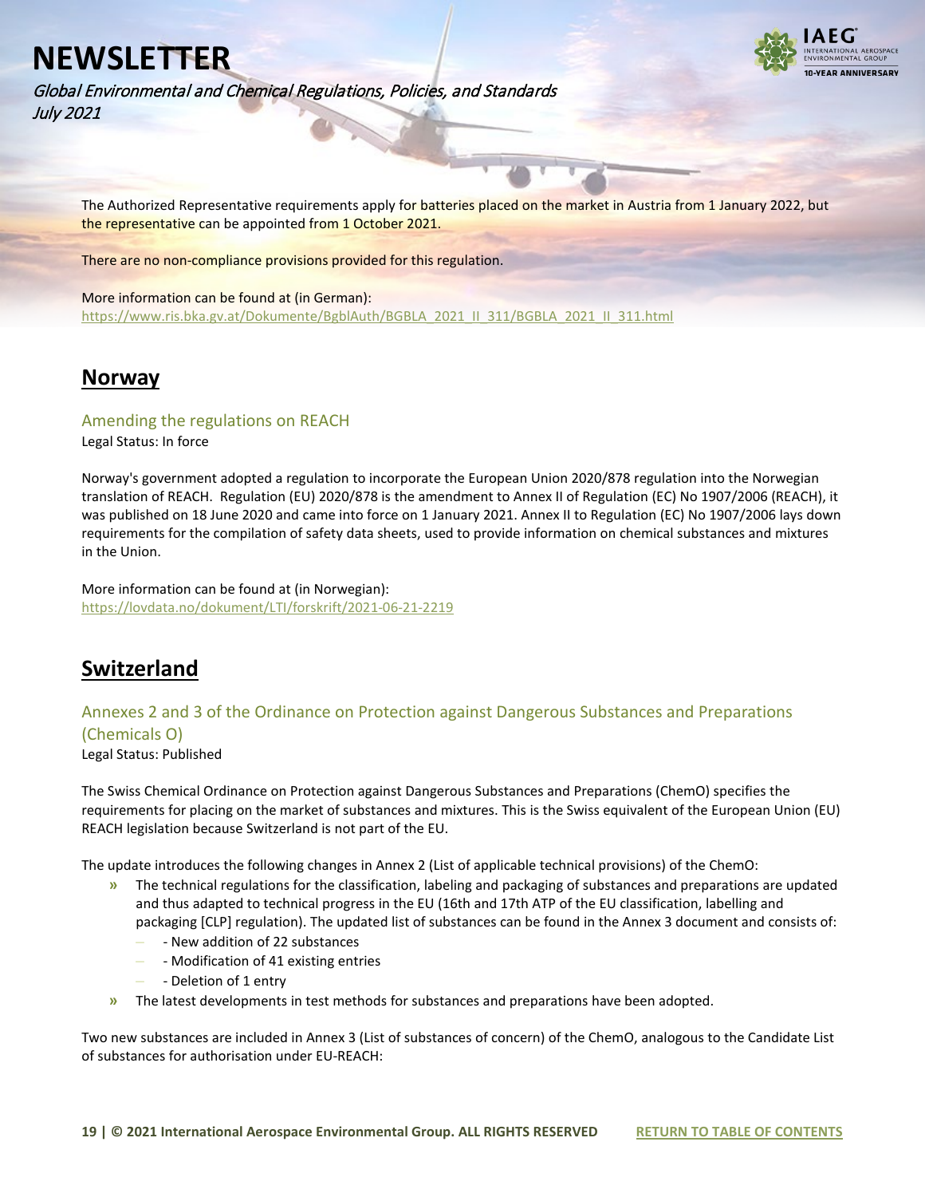The Authorized Representative requirements apply for batteries placed on the market in Austria from 1 January 2022, but the representative can be appointed from 1 October 2021.

There are no non-compliance provisions provided for this regulation.

More information can be found at (in German):
https://www.ris.bka.gv.at/Dokumente/BgblAuth/BGBLA_2021_II_311/BGBLA_2021_II_311.html

## Norway

### Amending the regulations on REACH

Legal Status: In force

Norway's government adopted a regulation to incorporate the European Union 2020/878 regulation into the Norwegian translation of REACH. Regulation (EU) 2020/878 is the amendment to Annex II of Regulation (EC) No 1907/2006 (REACH), it was published on 18 June 2020 and came into force on 1 January 2021. Annex II to Regulation (EC) No 1907/2006 lays down requirements for the compilation of safety data sheets, used to provide information on chemical substances and mixtures in the Union.

More information can be found at (in Norwegian):
https://lovdata.no/dokument/LTI/forskrift/2021-06-21-2219

## Switzerland

### Annexes 2 and 3 of the Ordinance on Protection against Dangerous Substances and Preparations (Chemicals O)

Legal Status: Published

The Swiss Chemical Ordinance on Protection against Dangerous Substances and Preparations (ChemO) specifies the requirements for placing on the market of substances and mixtures. This is the Swiss equivalent of the European Union (EU) REACH legislation because Switzerland is not part of the EU.

The update introduces the following changes in Annex 2 (List of applicable technical provisions) of the ChemO:

- The technical regulations for the classification, labeling and packaging of substances and preparations are updated and thus adapted to technical progress in the EU (16th and 17th ATP of the EU classification, labelling and packaging [CLP] regulation). The updated list of substances can be found in the Annex 3 document and consists of:
  - New addition of 22 substances
  - Modification of 41 existing entries
  - Deletion of 1 entry
- The latest developments in test methods for substances and preparations have been adopted.

Two new substances are included in Annex 3 (List of substances of concern) of the ChemO, analogous to the Candidate List of substances for authorisation under EU-REACH: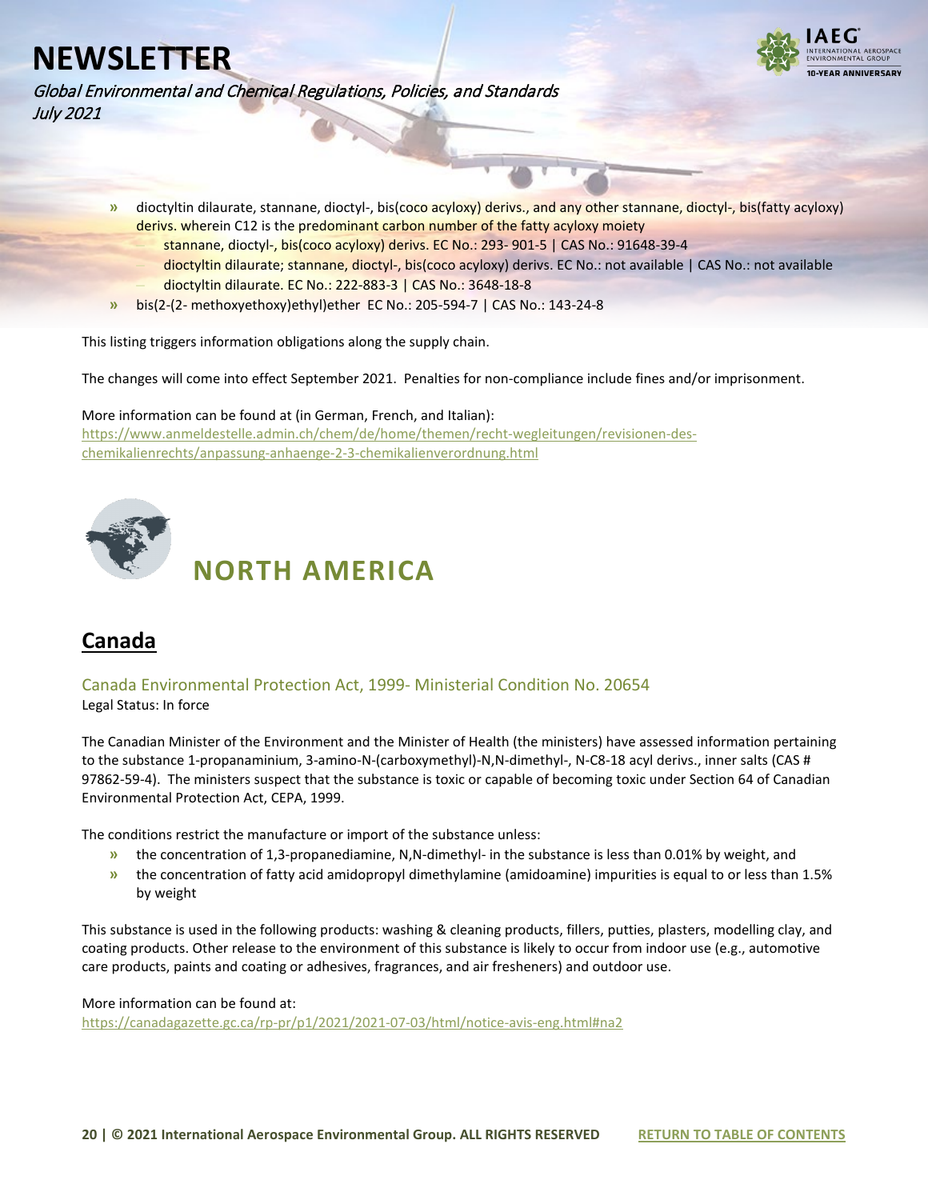- dioctyltin dilaurate, stannane, dioctyl-, bis(coco acyloxy) derivs., and any other stannane, dioctyl-, bis(fatty acyloxy) derivs. wherein C12 is the predominant carbon number of the fatty acyloxy moiety
  - stannane, dioctyl-, bis(coco acyloxy) derivs. EC No.: 293- 901-5 | CAS No.: 91648-39-4
  - dioctyltin dilaurate; stannane, dioctyl-, bis(coco acyloxy) derivs. EC No.: not available | CAS No.: not available
  - dioctyltin dilaurate. EC No.: 222-883-3 | CAS No.: 3648-18-8
- bis(2-(2- methoxyethoxy)ethyl)ether EC No.: 205-594-7 | CAS No.: 143-24-8

This listing triggers information obligations along the supply chain.

The changes will come into effect September 2021. Penalties for non-compliance include fines and/or imprisonment.

More information can be found at (in German, French, and Italian):
https://www.anmeldestelle.admin.ch/chem/de/home/themen/recht-wegleitungen/revisionen-des-chemikalienrechts/anpassung-anhaenge-2-3-chemikalienverordnung.html

# NORTH AMERICA

## Canada

### Canada Environmental Protection Act, 1999- Ministerial Condition No. 20654

Legal Status: In force

The Canadian Minister of the Environment and the Minister of Health (the ministers) have assessed information pertaining to the substance 1-propanaminium, 3-amino-N-(carboxymethyl)-N,N-dimethyl-, N-C8-18 acyl derivs., inner salts (CAS # 97862-59-4). The ministers suspect that the substance is toxic or capable of becoming toxic under Section 64 of Canadian Environmental Protection Act, CEPA, 1999.

The conditions restrict the manufacture or import of the substance unless:

- the concentration of 1,3-propanediamine, N,N-dimethyl- in the substance is less than 0.01% by weight, and
- the concentration of fatty acid amidopropyl dimethylamine (amidoamine) impurities is equal to or less than 1.5% by weight

This substance is used in the following products: washing & cleaning products, fillers, putties, plasters, modelling clay, and coating products. Other release to the environment of this substance is likely to occur from indoor use (e.g., automotive care products, paints and coating or adhesives, fragrances, and air fresheners) and outdoor use.

More information can be found at:
https://canadagazette.gc.ca/rp-pr/p1/2021/2021-07-03/html/notice-avis-eng.html#na2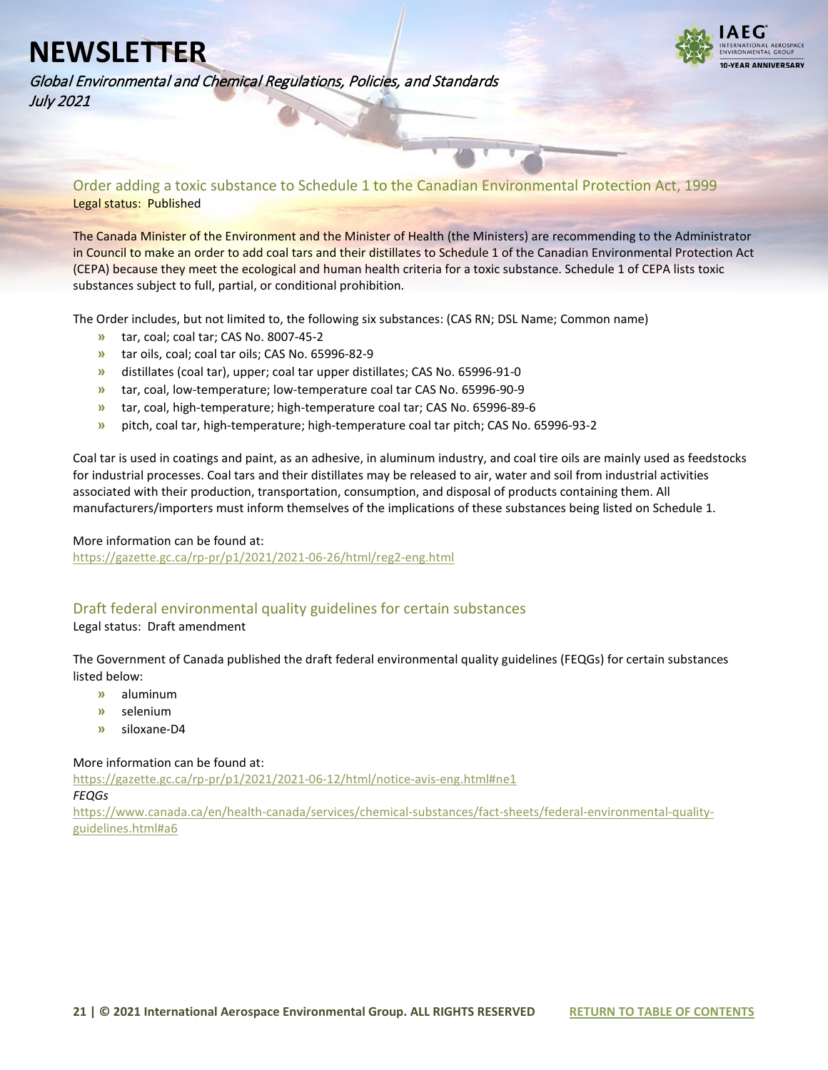## Order adding a toxic substance to Schedule 1 to the Canadian Environmental Protection Act, 1999

Legal status: Published

The Canada Minister of the Environment and the Minister of Health (the Ministers) are recommending to the Administrator in Council to make an order to add coal tars and their distillates to Schedule 1 of the Canadian Environmental Protection Act (CEPA) because they meet the ecological and human health criteria for a toxic substance. Schedule 1 of CEPA lists toxic substances subject to full, partial, or conditional prohibition.

The Order includes, but not limited to, the following six substances: (CAS RN; DSL Name; Common name)

- tar, coal; coal tar; CAS No. 8007-45-2
- tar oils, coal; coal tar oils; CAS No. 65996-82-9
- distillates (coal tar), upper; coal tar upper distillates; CAS No. 65996-91-0
- tar, coal, low-temperature; low-temperature coal tar CAS No. 65996-90-9
- tar, coal, high-temperature; high-temperature coal tar; CAS No. 65996-89-6
- pitch, coal tar, high-temperature; high-temperature coal tar pitch; CAS No. 65996-93-2

Coal tar is used in coatings and paint, as an adhesive, in aluminum industry, and coal tire oils are mainly used as feedstocks for industrial processes. Coal tars and their distillates may be released to air, water and soil from industrial activities associated with their production, transportation, consumption, and disposal of products containing them. All manufacturers/importers must inform themselves of the implications of these substances being listed on Schedule 1.

More information can be found at:
https://gazette.gc.ca/rp-pr/p1/2021/2021-06-26/html/reg2-eng.html

## Draft federal environmental quality guidelines for certain substances

Legal status: Draft amendment

The Government of Canada published the draft federal environmental quality guidelines (FEQGs) for certain substances listed below:

- aluminum
- selenium
- siloxane-D4

More information can be found at:
https://gazette.gc.ca/rp-pr/p1/2021/2021-06-12/html/notice-avis-eng.html#ne1
*FEQGs*
https://www.canada.ca/en/health-canada/services/chemical-substances/fact-sheets/federal-environmental-quality-guidelines.html#a6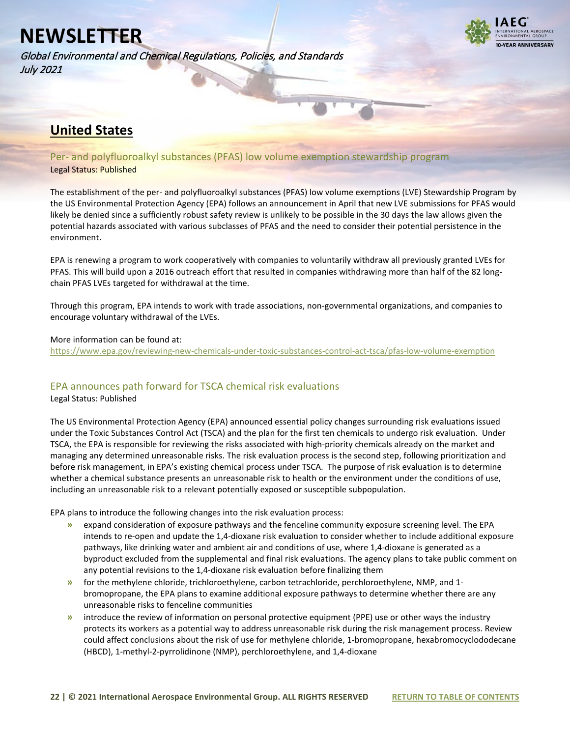## United States

### Per- and polyfluoroalkyl substances (PFAS) low volume exemption stewardship program

Legal Status: Published

The establishment of the per- and polyfluoroalkyl substances (PFAS) low volume exemptions (LVE) Stewardship Program by the US Environmental Protection Agency (EPA) follows an announcement in April that new LVE submissions for PFAS would likely be denied since a sufficiently robust safety review is unlikely to be possible in the 30 days the law allows given the potential hazards associated with various subclasses of PFAS and the need to consider their potential persistence in the environment.

EPA is renewing a program to work cooperatively with companies to voluntarily withdraw all previously granted LVEs for PFAS. This will build upon a 2016 outreach effort that resulted in companies withdrawing more than half of the 82 long-chain PFAS LVEs targeted for withdrawal at the time.

Through this program, EPA intends to work with trade associations, non-governmental organizations, and companies to encourage voluntary withdrawal of the LVEs.

More information can be found at:
https://www.epa.gov/reviewing-new-chemicals-under-toxic-substances-control-act-tsca/pfas-low-volume-exemption

### EPA announces path forward for TSCA chemical risk evaluations

Legal Status: Published

The US Environmental Protection Agency (EPA) announced essential policy changes surrounding risk evaluations issued under the Toxic Substances Control Act (TSCA) and the plan for the first ten chemicals to undergo risk evaluation. Under TSCA, the EPA is responsible for reviewing the risks associated with high-priority chemicals already on the market and managing any determined unreasonable risks. The risk evaluation process is the second step, following prioritization and before risk management, in EPA's existing chemical process under TSCA. The purpose of risk evaluation is to determine whether a chemical substance presents an unreasonable risk to health or the environment under the conditions of use, including an unreasonable risk to a relevant potentially exposed or susceptible subpopulation.

EPA plans to introduce the following changes into the risk evaluation process:

- expand consideration of exposure pathways and the fenceline community exposure screening level. The EPA intends to re-open and update the 1,4-dioxane risk evaluation to consider whether to include additional exposure pathways, like drinking water and ambient air and conditions of use, where 1,4-dioxane is generated as a byproduct excluded from the supplemental and final risk evaluations. The agency plans to take public comment on any potential revisions to the 1,4-dioxane risk evaluation before finalizing them
- for the methylene chloride, trichloroethylene, carbon tetrachloride, perchloroethylene, NMP, and 1-bromopropane, the EPA plans to examine additional exposure pathways to determine whether there are any unreasonable risks to fenceline communities
- introduce the review of information on personal protective equipment (PPE) use or other ways the industry protects its workers as a potential way to address unreasonable risk during the risk management process. Review could affect conclusions about the risk of use for methylene chloride, 1-bromopropane, hexabromocyclododecane (HBCD), 1-methyl-2-pyrrolidinone (NMP), perchloroethylene, and 1,4-dioxane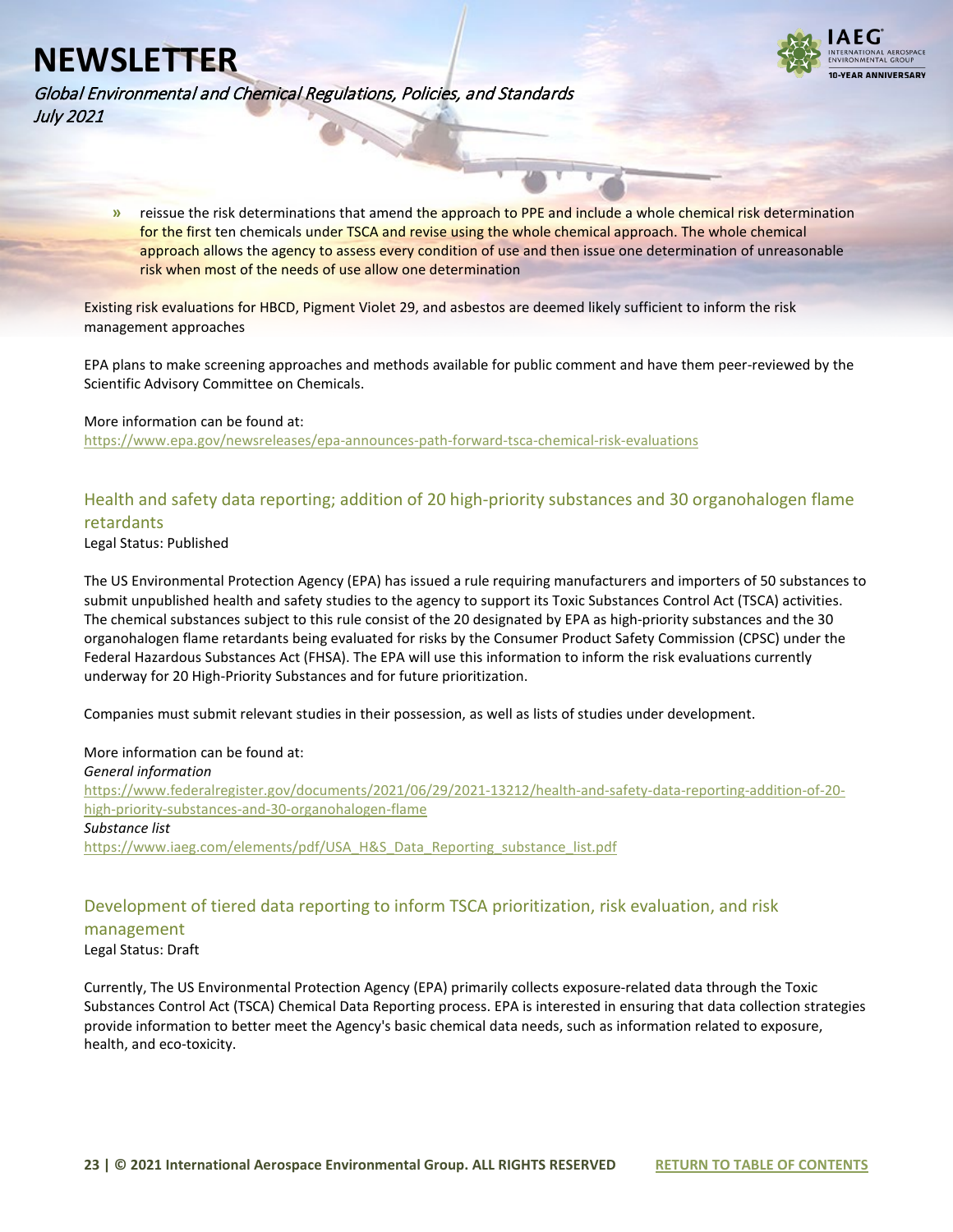- reissue the risk determinations that amend the approach to PPE and include a whole chemical risk determination for the first ten chemicals under TSCA and revise using the whole chemical approach. The whole chemical approach allows the agency to assess every condition of use and then issue one determination of unreasonable risk when most of the needs of use allow one determination

Existing risk evaluations for HBCD, Pigment Violet 29, and asbestos are deemed likely sufficient to inform the risk management approaches

EPA plans to make screening approaches and methods available for public comment and have them peer-reviewed by the Scientific Advisory Committee on Chemicals.

More information can be found at:
https://www.epa.gov/newsreleases/epa-announces-path-forward-tsca-chemical-risk-evaluations

## Health and safety data reporting; addition of 20 high-priority substances and 30 organohalogen flame retardants

Legal Status: Published

The US Environmental Protection Agency (EPA) has issued a rule requiring manufacturers and importers of 50 substances to submit unpublished health and safety studies to the agency to support its Toxic Substances Control Act (TSCA) activities. The chemical substances subject to this rule consist of the 20 designated by EPA as high-priority substances and the 30 organohalogen flame retardants being evaluated for risks by the Consumer Product Safety Commission (CPSC) under the Federal Hazardous Substances Act (FHSA). The EPA will use this information to inform the risk evaluations currently underway for 20 High-Priority Substances and for future prioritization.

Companies must submit relevant studies in their possession, as well as lists of studies under development.

More information can be found at:

*General information*

https://www.federalregister.gov/documents/2021/06/29/2021-13212/health-and-safety-data-reporting-addition-of-20-high-priority-substances-and-30-organohalogen-flame

*Substance list*

https://www.iaeg.com/elements/pdf/USA_H&S_Data_Reporting_substance_list.pdf

## Development of tiered data reporting to inform TSCA prioritization, risk evaluation, and risk management

Legal Status: Draft

Currently, The US Environmental Protection Agency (EPA) primarily collects exposure-related data through the Toxic Substances Control Act (TSCA) Chemical Data Reporting process. EPA is interested in ensuring that data collection strategies provide information to better meet the Agency's basic chemical data needs, such as information related to exposure, health, and eco-toxicity.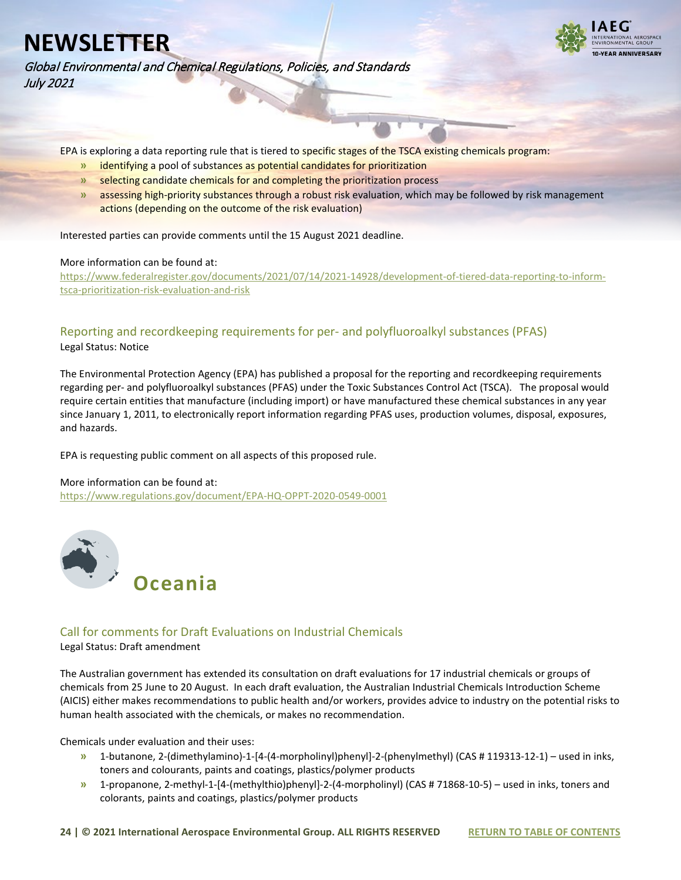EPA is exploring a data reporting rule that is tiered to specific stages of the TSCA existing chemicals program:

- identifying a pool of substances as potential candidates for prioritization
- selecting candidate chemicals for and completing the prioritization process
- assessing high-priority substances through a robust risk evaluation, which may be followed by risk management actions (depending on the outcome of the risk evaluation)

Interested parties can provide comments until the 15 August 2021 deadline.

More information can be found at:
https://www.federalregister.gov/documents/2021/07/14/2021-14928/development-of-tiered-data-reporting-to-inform-tsca-prioritization-risk-evaluation-and-risk

### Reporting and recordkeeping requirements for per- and polyfluoroalkyl substances (PFAS)

Legal Status: Notice

The Environmental Protection Agency (EPA) has published a proposal for the reporting and recordkeeping requirements regarding per- and polyfluoroalkyl substances (PFAS) under the Toxic Substances Control Act (TSCA). The proposal would require certain entities that manufacture (including import) or have manufactured these chemical substances in any year since January 1, 2011, to electronically report information regarding PFAS uses, production volumes, disposal, exposures, and hazards.

EPA is requesting public comment on all aspects of this proposed rule.

More information can be found at:
https://www.regulations.gov/document/EPA-HQ-OPPT-2020-0549-0001

## Oceania

### Call for comments for Draft Evaluations on Industrial Chemicals

Legal Status: Draft amendment

The Australian government has extended its consultation on draft evaluations for 17 industrial chemicals or groups of chemicals from 25 June to 20 August. In each draft evaluation, the Australian Industrial Chemicals Introduction Scheme (AICIS) either makes recommendations to public health and/or workers, provides advice to industry on the potential risks to human health associated with the chemicals, or makes no recommendation.

Chemicals under evaluation and their uses:

- 1-butanone, 2-(dimethylamino)-1-[4-(4-morpholinyl)phenyl]-2-(phenylmethyl) (CAS # 119313-12-1) – used in inks, toners and colourants, paints and coatings, plastics/polymer products
- 1-propanone, 2-methyl-1-[4-(methylthio)phenyl]-2-(4-morpholinyl) (CAS # 71868-10-5) – used in inks, toners and colorants, paints and coatings, plastics/polymer products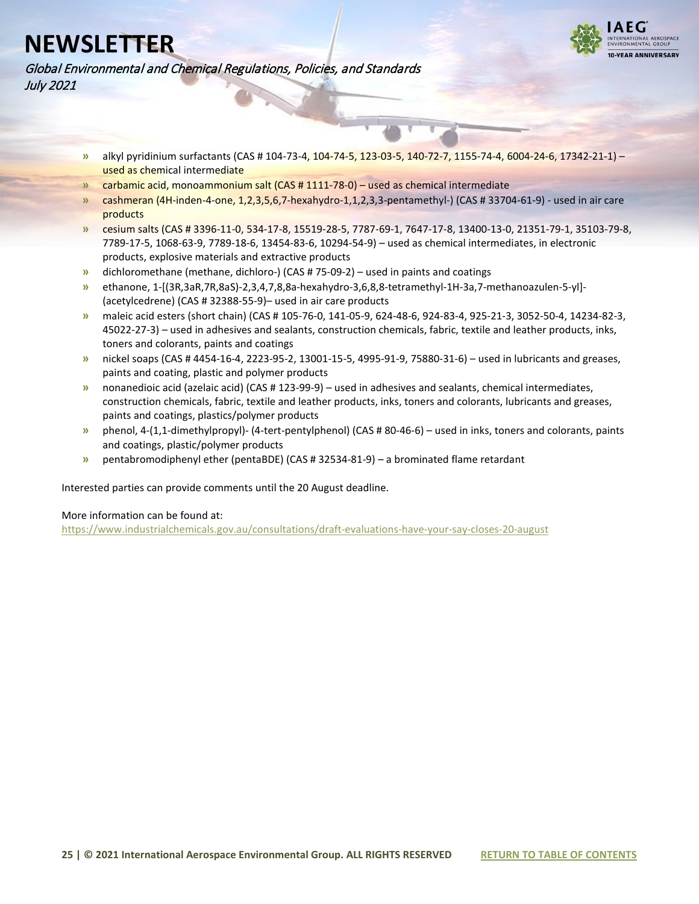- alkyl pyridinium surfactants (CAS # 104-73-4, 104-74-5, 123-03-5, 140-72-7, 1155-74-4, 6004-24-6, 17342-21-1) – used as chemical intermediate
- carbamic acid, monoammonium salt (CAS # 1111-78-0) – used as chemical intermediate
- cashmeran (4H-inden-4-one, 1,2,3,5,6,7-hexahydro-1,1,2,3,3-pentamethyl-) (CAS # 33704-61-9) - used in air care products
- cesium salts (CAS # 3396-11-0, 534-17-8, 15519-28-5, 7787-69-1, 7647-17-8, 13400-13-0, 21351-79-1, 35103-79-8, 7789-17-5, 1068-63-9, 7789-18-6, 13454-83-6, 10294-54-9) – used as chemical intermediates, in electronic products, explosive materials and extractive products
- dichloromethane (methane, dichloro-) (CAS # 75-09-2) – used in paints and coatings
- ethanone, 1-[(3R,3aR,7R,8aS)-2,3,4,7,8,8a-hexahydro-3,6,8,8-tetramethyl-1H-3a,7-methanoazulen-5-yl]-(acetylcedrene) (CAS # 32388-55-9)– used in air care products
- maleic acid esters (short chain) (CAS # 105-76-0, 141-05-9, 624-48-6, 924-83-4, 925-21-3, 3052-50-4, 14234-82-3, 45022-27-3) – used in adhesives and sealants, construction chemicals, fabric, textile and leather products, inks, toners and colorants, paints and coatings
- nickel soaps (CAS # 4454-16-4, 2223-95-2, 13001-15-5, 4995-91-9, 75880-31-6) – used in lubricants and greases, paints and coating, plastic and polymer products
- nonanedioic acid (azelaic acid) (CAS # 123-99-9) – used in adhesives and sealants, chemical intermediates, construction chemicals, fabric, textile and leather products, inks, toners and colorants, lubricants and greases, paints and coatings, plastics/polymer products
- phenol, 4-(1,1-dimethylpropyl)- (4-tert-pentylphenol) (CAS # 80-46-6) – used in inks, toners and colorants, paints and coatings, plastic/polymer products
- pentabromodiphenyl ether (pentaBDE) (CAS # 32534-81-9) – a brominated flame retardant

Interested parties can provide comments until the 20 August deadline.

More information can be found at:
https://www.industrialchemicals.gov.au/consultations/draft-evaluations-have-your-say-closes-20-august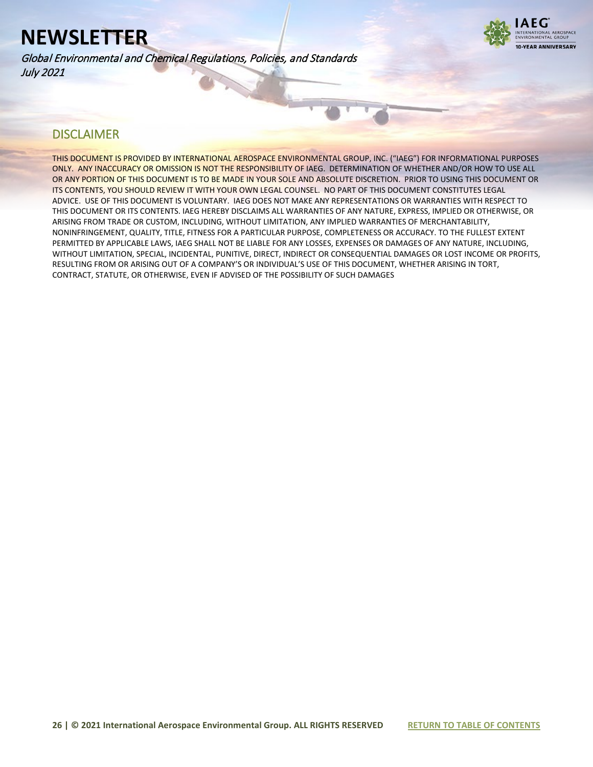## DISCLAIMER

THIS DOCUMENT IS PROVIDED BY INTERNATIONAL AEROSPACE ENVIRONMENTAL GROUP, INC. ("IAEG") FOR INFORMATIONAL PURPOSES ONLY. ANY INACCURACY OR OMISSION IS NOT THE RESPONSIBILITY OF IAEG. DETERMINATION OF WHETHER AND/OR HOW TO USE ALL OR ANY PORTION OF THIS DOCUMENT IS TO BE MADE IN YOUR SOLE AND ABSOLUTE DISCRETION. PRIOR TO USING THIS DOCUMENT OR ITS CONTENTS, YOU SHOULD REVIEW IT WITH YOUR OWN LEGAL COUNSEL. NO PART OF THIS DOCUMENT CONSTITUTES LEGAL ADVICE. USE OF THIS DOCUMENT IS VOLUNTARY. IAEG DOES NOT MAKE ANY REPRESENTATIONS OR WARRANTIES WITH RESPECT TO THIS DOCUMENT OR ITS CONTENTS. IAEG HEREBY DISCLAIMS ALL WARRANTIES OF ANY NATURE, EXPRESS, IMPLIED OR OTHERWISE, OR ARISING FROM TRADE OR CUSTOM, INCLUDING, WITHOUT LIMITATION, ANY IMPLIED WARRANTIES OF MERCHANTABILITY, NONINFRINGEMENT, QUALITY, TITLE, FITNESS FOR A PARTICULAR PURPOSE, COMPLETENESS OR ACCURACY. TO THE FULLEST EXTENT PERMITTED BY APPLICABLE LAWS, IAEG SHALL NOT BE LIABLE FOR ANY LOSSES, EXPENSES OR DAMAGES OF ANY NATURE, INCLUDING, WITHOUT LIMITATION, SPECIAL, INCIDENTAL, PUNITIVE, DIRECT, INDIRECT OR CONSEQUENTIAL DAMAGES OR LOST INCOME OR PROFITS, RESULTING FROM OR ARISING OUT OF A COMPANY'S OR INDIVIDUAL'S USE OF THIS DOCUMENT, WHETHER ARISING IN TORT, CONTRACT, STATUTE, OR OTHERWISE, EVEN IF ADVISED OF THE POSSIBILITY OF SUCH DAMAGES